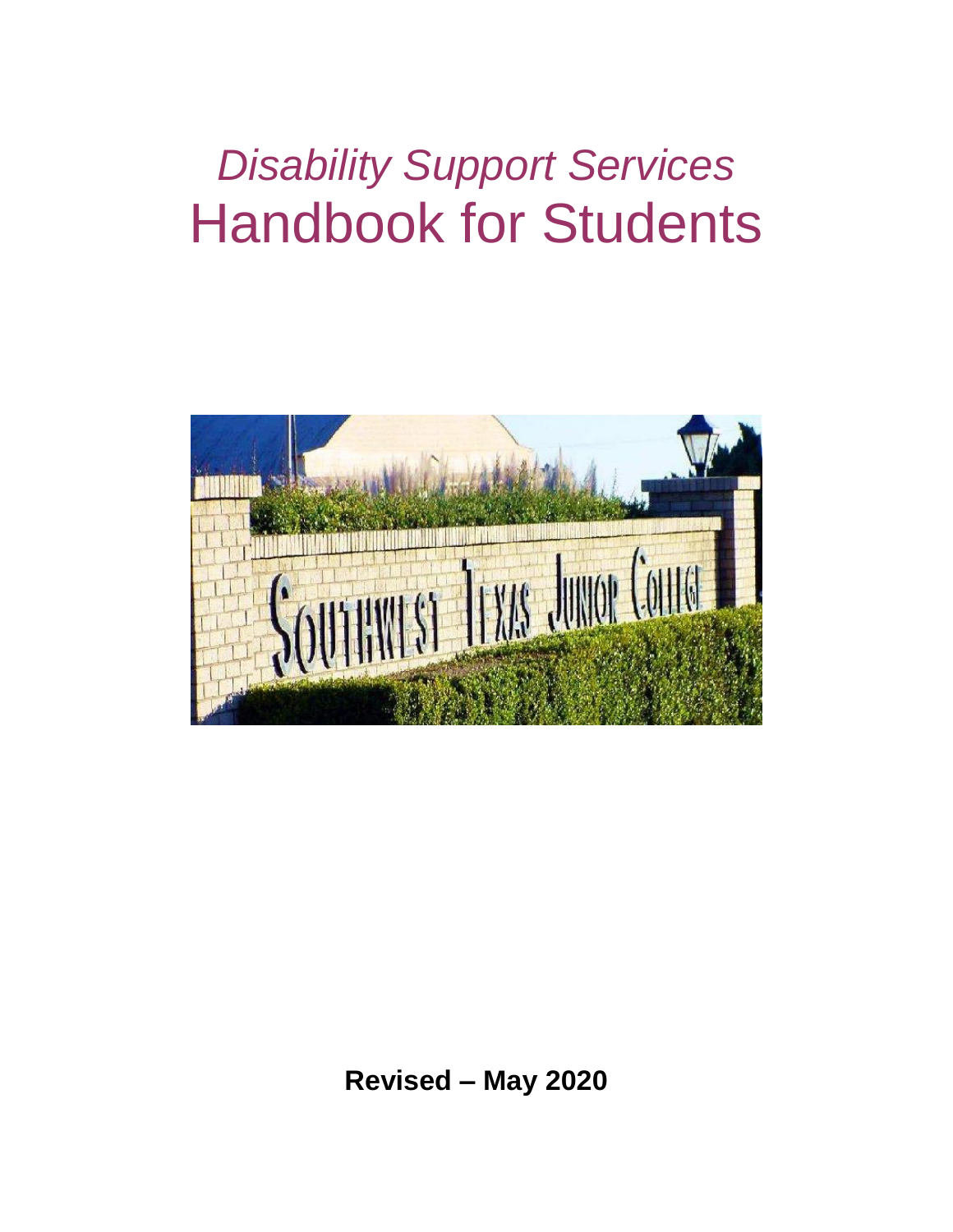# *Disability Support Services*
# Handbook for Students

**Revised – May 2020**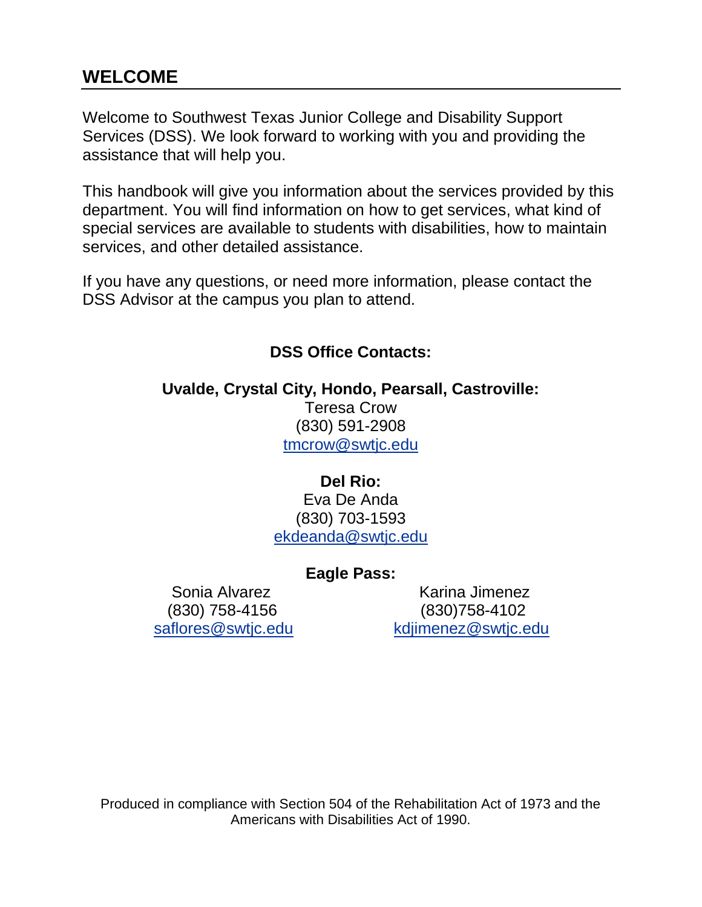## WELCOME

Welcome to Southwest Texas Junior College and Disability Support Services (DSS). We look forward to working with you and providing the assistance that will help you.

This handbook will give you information about the services provided by this department. You will find information on how to get services, what kind of special services are available to students with disabilities, how to maintain services, and other detailed assistance.

If you have any questions, or need more information, please contact the DSS Advisor at the campus you plan to attend.

**DSS Office Contacts:**

**Uvalde, Crystal City, Hondo, Pearsall, Castroville:**
Teresa Crow
(830) 591-2908
tmcrow@swtjc.edu

**Del Rio:**
Eva De Anda
(830) 703-1593
ekdeanda@swtjc.edu

**Eagle Pass:**

Sonia Alvarez
(830) 758-4156
saflores@swtjc.edu

Karina Jimenez
(830)758-4102
kdjimenez@swtjc.edu

Produced in compliance with Section 504 of the Rehabilitation Act of 1973 and the Americans with Disabilities Act of 1990.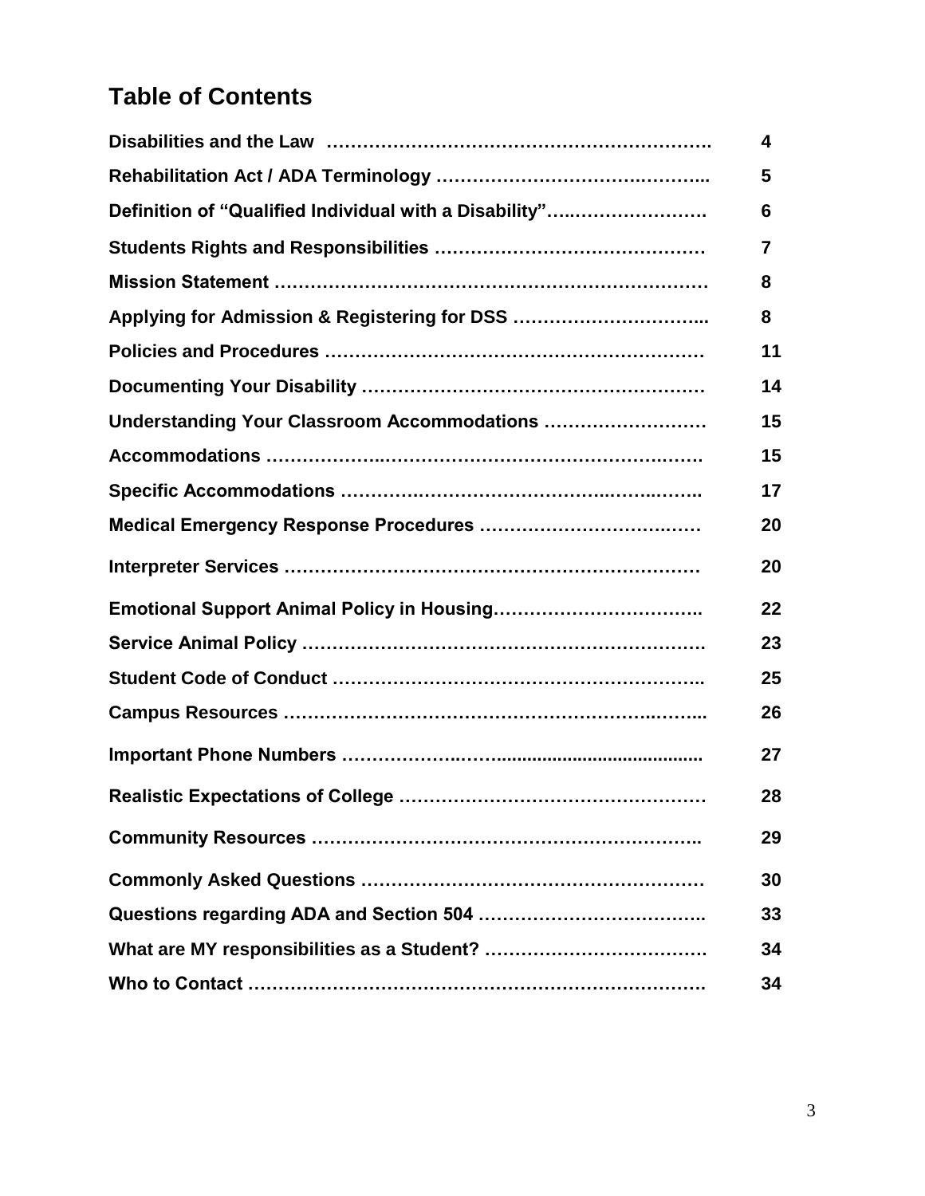## Table of Contents

| | |
|---|---|
| **Disabilities and the Law** | **4** |
| **Rehabilitation Act / ADA Terminology** | **5** |
| **Definition of "Qualified Individual with a Disability"** | **6** |
| **Students Rights and Responsibilities** | **7** |
| **Mission Statement** | **8** |
| **Applying for Admission & Registering for DSS** | **8** |
| **Policies and Procedures** | **11** |
| **Documenting Your Disability** | **14** |
| **Understanding Your Classroom Accommodations** | **15** |
| **Accommodations** | **15** |
| **Specific Accommodations** | **17** |
| **Medical Emergency Response Procedures** | **20** |
| **Interpreter Services** | **20** |
| **Emotional Support Animal Policy in Housing** | **22** |
| **Service Animal Policy** | **23** |
| **Student Code of Conduct** | **25** |
| **Campus Resources** | **26** |
| **Important Phone Numbers** | **27** |
| **Realistic Expectations of College** | **28** |
| **Community Resources** | **29** |
| **Commonly Asked Questions** | **30** |
| **Questions regarding ADA and Section 504** | **33** |
| **What are MY responsibilities as a Student?** | **34** |
| **Who to Contact** | **34** |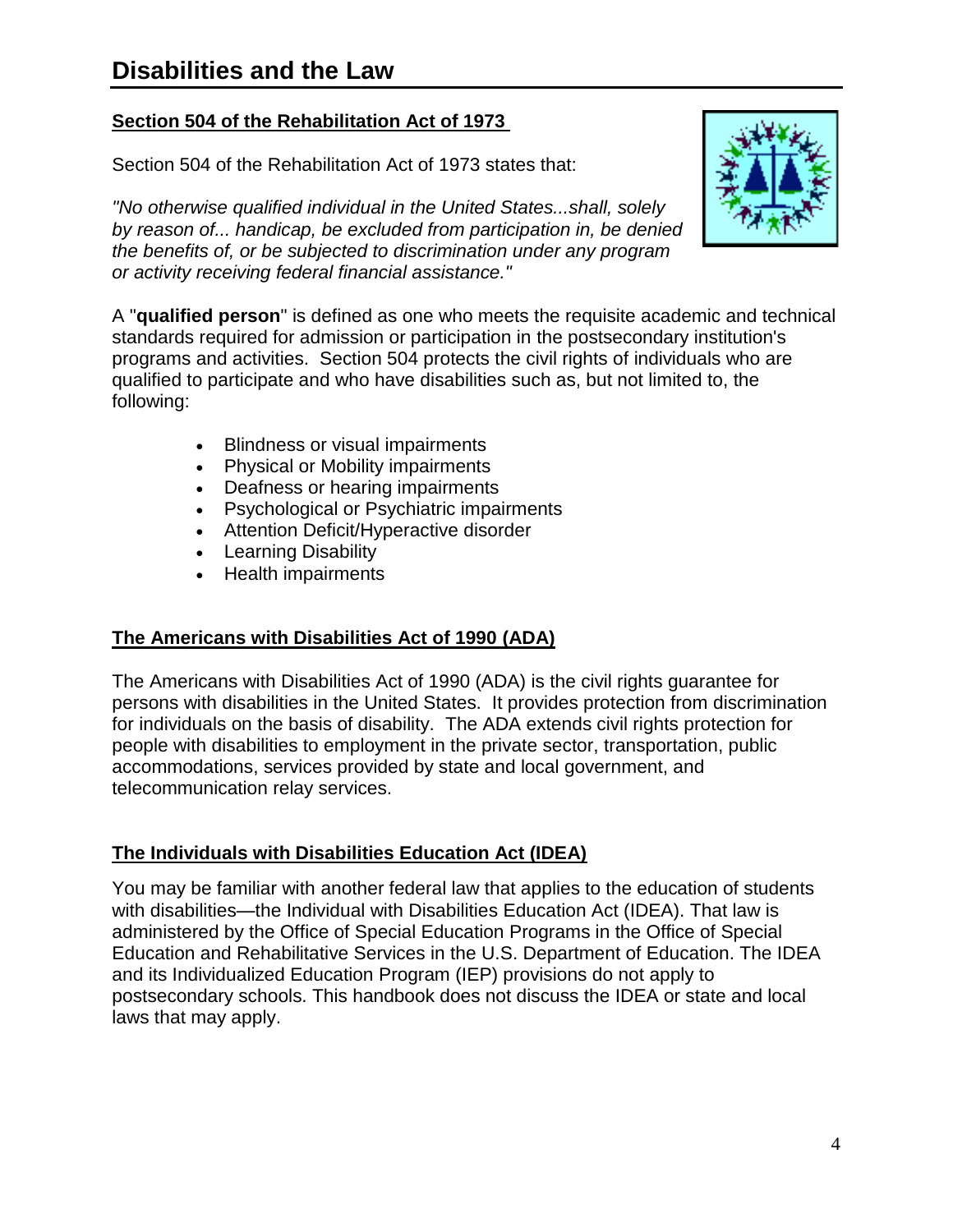# Disabilities and the Law

**Section 504 of the Rehabilitation Act of 1973**

Section 504 of the Rehabilitation Act of 1973 states that:

*"No otherwise qualified individual in the United States...shall, solely by reason of... handicap, be excluded from participation in, be denied the benefits of, or be subjected to discrimination under any program or activity receiving federal financial assistance."*

A "**qualified person**" is defined as one who meets the requisite academic and technical standards required for admission or participation in the postsecondary institution's programs and activities. Section 504 protects the civil rights of individuals who are qualified to participate and who have disabilities such as, but not limited to, the following:

- Blindness or visual impairments
- Physical or Mobility impairments
- Deafness or hearing impairments
- Psychological or Psychiatric impairments
- Attention Deficit/Hyperactive disorder
- Learning Disability
- Health impairments

**The Americans with Disabilities Act of 1990 (ADA)**

The Americans with Disabilities Act of 1990 (ADA) is the civil rights guarantee for persons with disabilities in the United States. It provides protection from discrimination for individuals on the basis of disability. The ADA extends civil rights protection for people with disabilities to employment in the private sector, transportation, public accommodations, services provided by state and local government, and telecommunication relay services.

**The Individuals with Disabilities Education Act (IDEA)**

You may be familiar with another federal law that applies to the education of students with disabilities—the Individual with Disabilities Education Act (IDEA). That law is administered by the Office of Special Education Programs in the Office of Special Education and Rehabilitative Services in the U.S. Department of Education. The IDEA and its Individualized Education Program (IEP) provisions do not apply to postsecondary schools. This handbook does not discuss the IDEA or state and local laws that may apply.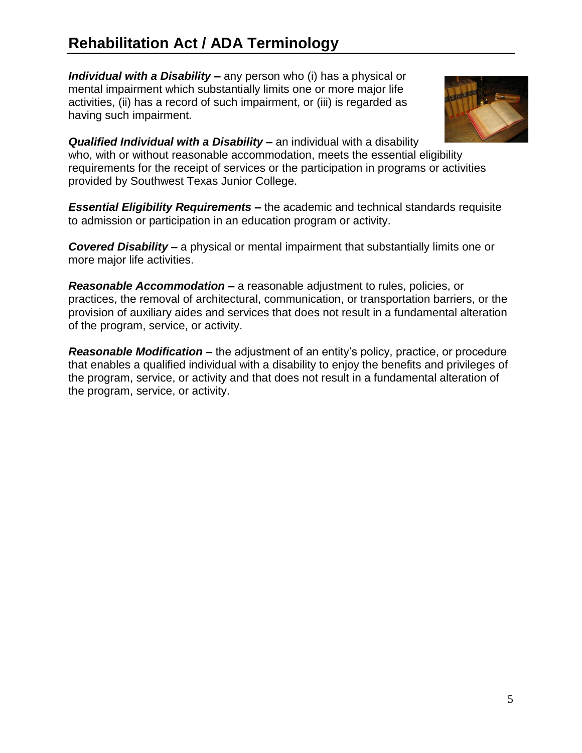## Rehabilitation Act / ADA Terminology

***Individual with a Disability –*** any person who (i) has a physical or mental impairment which substantially limits one or more major life activities, (ii) has a record of such impairment, or (iii) is regarded as having such impairment.

***Qualified Individual with a Disability –*** an individual with a disability who, with or without reasonable accommodation, meets the essential eligibility requirements for the receipt of services or the participation in programs or activities provided by Southwest Texas Junior College.

***Essential Eligibility Requirements –*** the academic and technical standards requisite to admission or participation in an education program or activity.

***Covered Disability –*** a physical or mental impairment that substantially limits one or more major life activities.

***Reasonable Accommodation –*** a reasonable adjustment to rules, policies, or practices, the removal of architectural, communication, or transportation barriers, or the provision of auxiliary aides and services that does not result in a fundamental alteration of the program, service, or activity.

***Reasonable Modification –*** the adjustment of an entity's policy, practice, or procedure that enables a qualified individual with a disability to enjoy the benefits and privileges of the program, service, or activity and that does not result in a fundamental alteration of the program, service, or activity.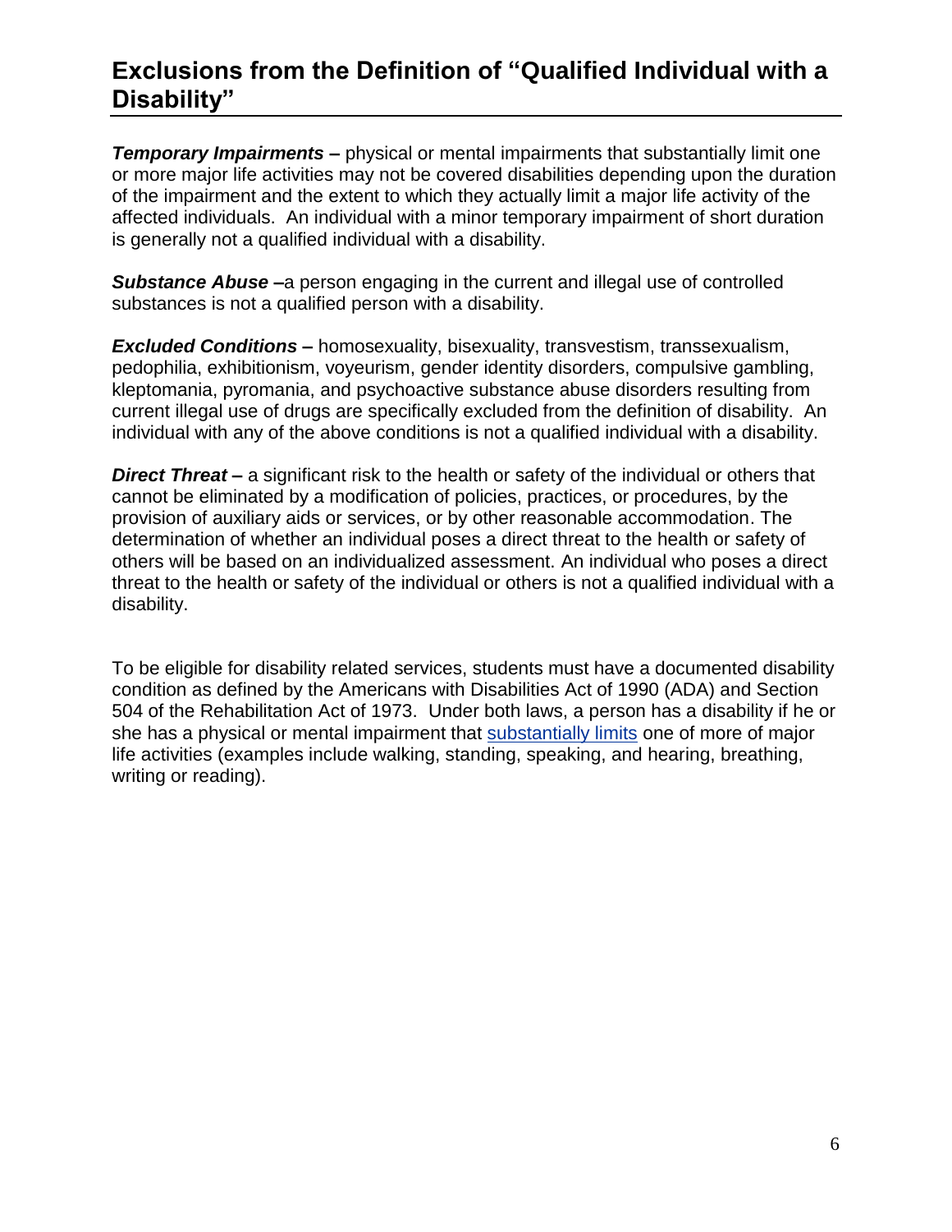## Exclusions from the Definition of "Qualified Individual with a Disability"

***Temporary Impairments –*** physical or mental impairments that substantially limit one or more major life activities may not be covered disabilities depending upon the duration of the impairment and the extent to which they actually limit a major life activity of the affected individuals. An individual with a minor temporary impairment of short duration is generally not a qualified individual with a disability.

***Substance Abuse –***a person engaging in the current and illegal use of controlled substances is not a qualified person with a disability.

***Excluded Conditions –*** homosexuality, bisexuality, transvestism, transsexualism, pedophilia, exhibitionism, voyeurism, gender identity disorders, compulsive gambling, kleptomania, pyromania, and psychoactive substance abuse disorders resulting from current illegal use of drugs are specifically excluded from the definition of disability. An individual with any of the above conditions is not a qualified individual with a disability.

***Direct Threat –*** a significant risk to the health or safety of the individual or others that cannot be eliminated by a modification of policies, practices, or procedures, by the provision of auxiliary aids or services, or by other reasonable accommodation. The determination of whether an individual poses a direct threat to the health or safety of others will be based on an individualized assessment. An individual who poses a direct threat to the health or safety of the individual or others is not a qualified individual with a disability.

To be eligible for disability related services, students must have a documented disability condition as defined by the Americans with Disabilities Act of 1990 (ADA) and Section 504 of the Rehabilitation Act of 1973. Under both laws, a person has a disability if he or she has a physical or mental impairment that substantially limits one of more of major life activities (examples include walking, standing, speaking, and hearing, breathing, writing or reading).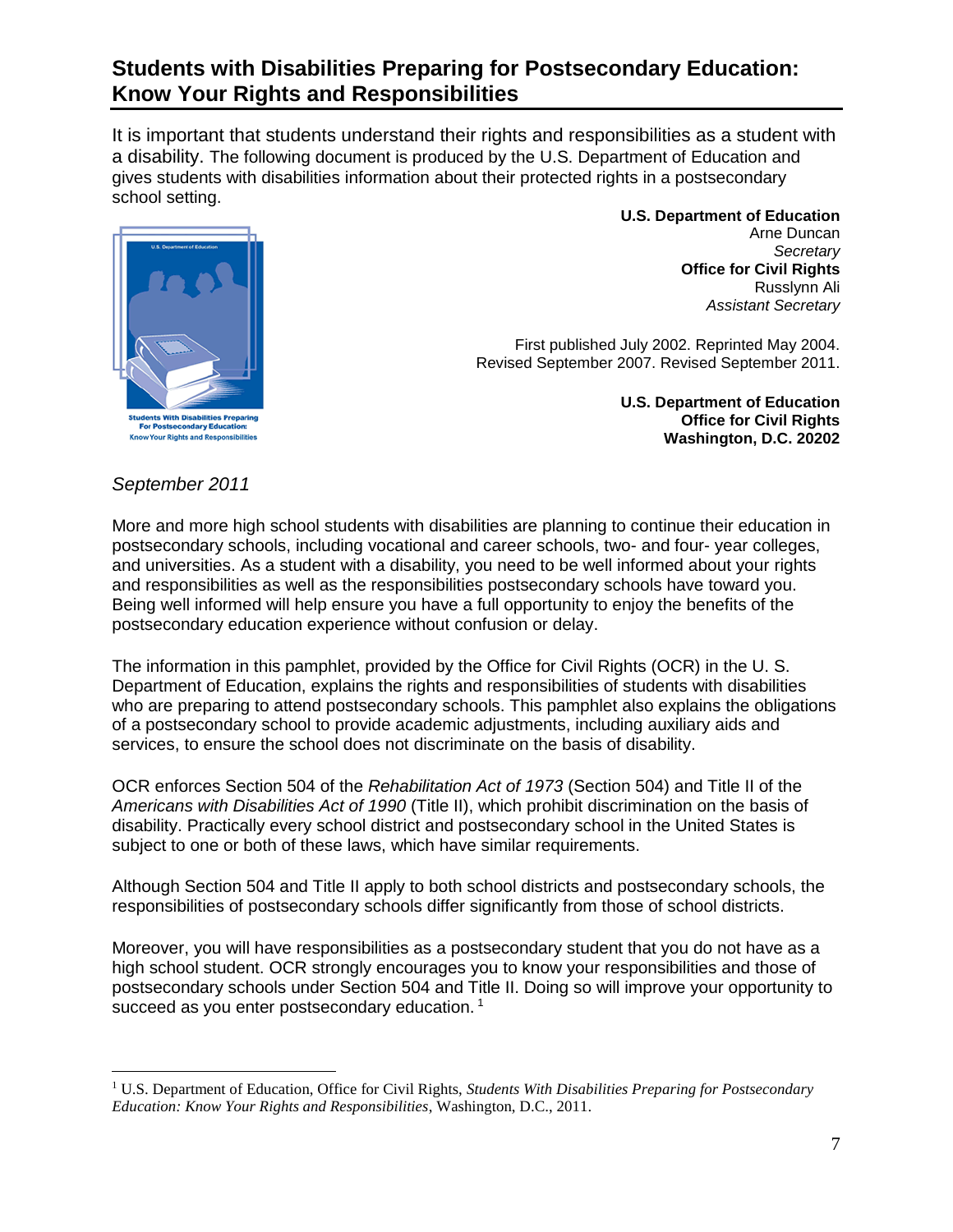## Students with Disabilities Preparing for Postsecondary Education: Know Your Rights and Responsibilities

It is important that students understand their rights and responsibilities as a student with a disability. The following document is produced by the U.S. Department of Education and gives students with disabilities information about their protected rights in a postsecondary school setting.

**U.S. Department of Education**
Arne Duncan
*Secretary*
**Office for Civil Rights**
Russlynn Ali
*Assistant Secretary*

First published July 2002. Reprinted May 2004.
Revised September 2007. Revised September 2011.

**U.S. Department of Education**
**Office for Civil Rights**
**Washington, D.C. 20202**

*September 2011*

More and more high school students with disabilities are planning to continue their education in postsecondary schools, including vocational and career schools, two- and four- year colleges, and universities. As a student with a disability, you need to be well informed about your rights and responsibilities as well as the responsibilities postsecondary schools have toward you. Being well informed will help ensure you have a full opportunity to enjoy the benefits of the postsecondary education experience without confusion or delay.

The information in this pamphlet, provided by the Office for Civil Rights (OCR) in the U. S. Department of Education, explains the rights and responsibilities of students with disabilities who are preparing to attend postsecondary schools. This pamphlet also explains the obligations of a postsecondary school to provide academic adjustments, including auxiliary aids and services, to ensure the school does not discriminate on the basis of disability.

OCR enforces Section 504 of the *Rehabilitation Act of 1973* (Section 504) and Title II of the *Americans with Disabilities Act of 1990* (Title II), which prohibit discrimination on the basis of disability. Practically every school district and postsecondary school in the United States is subject to one or both of these laws, which have similar requirements.

Although Section 504 and Title II apply to both school districts and postsecondary schools, the responsibilities of postsecondary schools differ significantly from those of school districts.

Moreover, you will have responsibilities as a postsecondary student that you do not have as a high school student. OCR strongly encourages you to know your responsibilities and those of postsecondary schools under Section 504 and Title II. Doing so will improve your opportunity to succeed as you enter postsecondary education. [1]

---

[1] U.S. Department of Education, Office for Civil Rights, *Students With Disabilities Preparing for Postsecondary Education: Know Your Rights and Responsibilities*, Washington, D.C., 2011.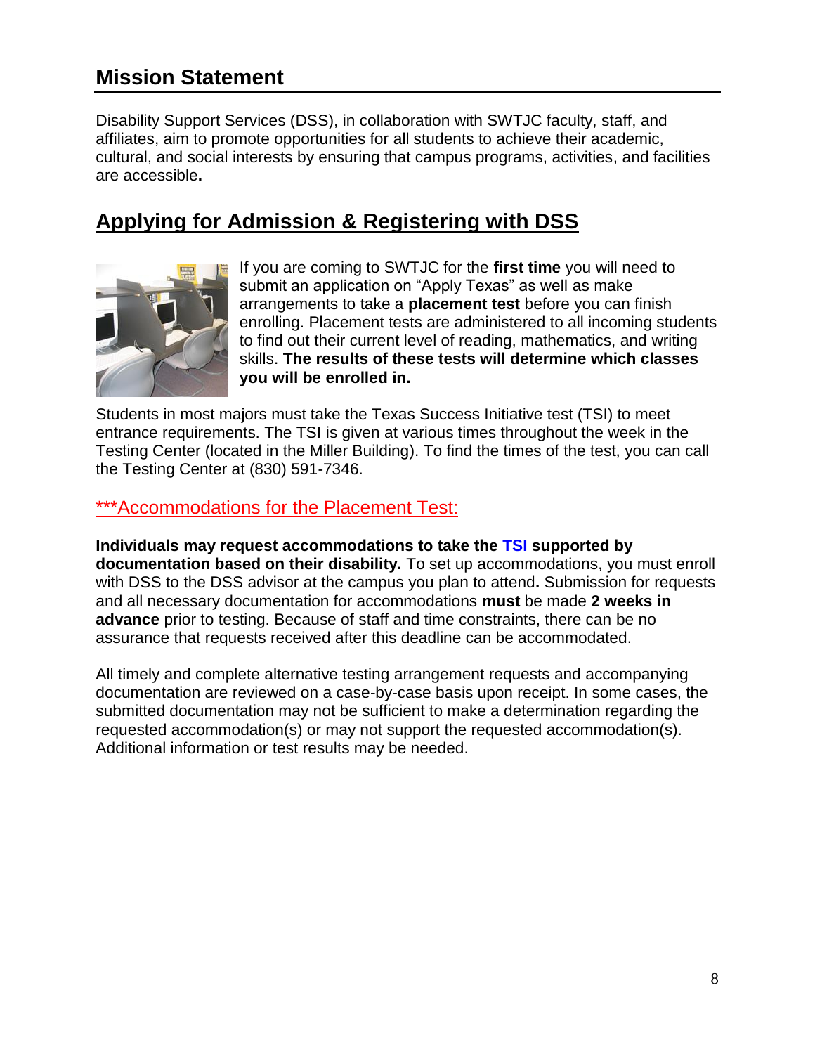## Mission Statement

Disability Support Services (DSS), in collaboration with SWTJC faculty, staff, and affiliates, aim to promote opportunities for all students to achieve their academic, cultural, and social interests by ensuring that campus programs, activities, and facilities are accessible**.**

## Applying for Admission & Registering with DSS

If you are coming to SWTJC for the **first time** you will need to submit an application on “Apply Texas” as well as make arrangements to take a **placement test** before you can finish enrolling. Placement tests are administered to all incoming students to find out their current level of reading, mathematics, and writing skills. **The results of these tests will determine which classes you will be enrolled in.**

Students in most majors must take the Texas Success Initiative test (TSI) to meet entrance requirements. The TSI is given at various times throughout the week in the Testing Center (located in the Miller Building). To find the times of the test, you can call the Testing Center at (830) 591-7346.

### ***Accommodations for the Placement Test:

**Individuals may request accommodations to take the TSI supported by documentation based on their disability.** To set up accommodations, you must enroll with DSS to the DSS advisor at the campus you plan to attend**.** Submission for requests and all necessary documentation for accommodations **must** be made **2 weeks in advance** prior to testing. Because of staff and time constraints, there can be no assurance that requests received after this deadline can be accommodated.

All timely and complete alternative testing arrangement requests and accompanying documentation are reviewed on a case-by-case basis upon receipt. In some cases, the submitted documentation may not be sufficient to make a determination regarding the requested accommodation(s) or may not support the requested accommodation(s). Additional information or test results may be needed.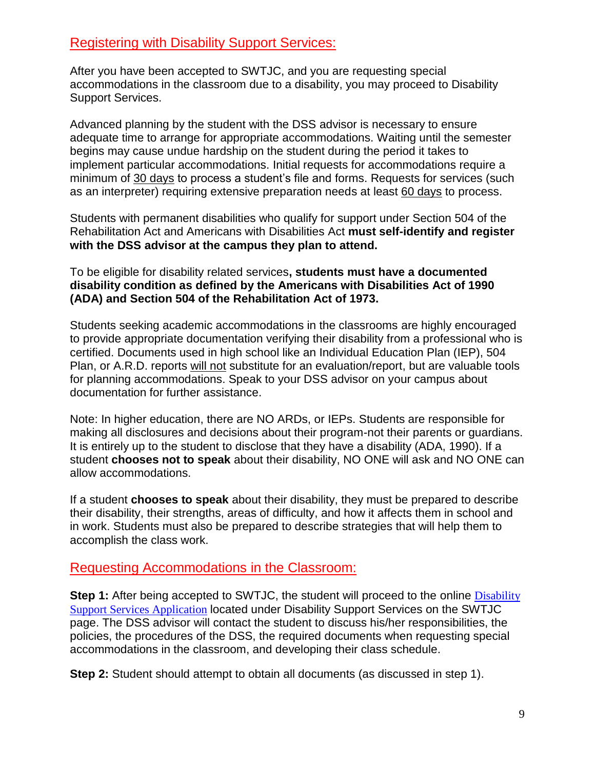## Registering with Disability Support Services:

After you have been accepted to SWTJC, and you are requesting special accommodations in the classroom due to a disability, you may proceed to Disability Support Services.

Advanced planning by the student with the DSS advisor is necessary to ensure adequate time to arrange for appropriate accommodations. Waiting until the semester begins may cause undue hardship on the student during the period it takes to implement particular accommodations. Initial requests for accommodations require a minimum of 30 days to process a student's file and forms. Requests for services (such as an interpreter) requiring extensive preparation needs at least 60 days to process.

Students with permanent disabilities who qualify for support under Section 504 of the Rehabilitation Act and Americans with Disabilities Act **must self-identify and register with the DSS advisor at the campus they plan to attend.**

To be eligible for disability related services**, students must have a documented disability condition as defined by the Americans with Disabilities Act of 1990 (ADA) and Section 504 of the Rehabilitation Act of 1973.**

Students seeking academic accommodations in the classrooms are highly encouraged to provide appropriate documentation verifying their disability from a professional who is certified. Documents used in high school like an Individual Education Plan (IEP), 504 Plan, or A.R.D. reports will not substitute for an evaluation/report, but are valuable tools for planning accommodations. Speak to your DSS advisor on your campus about documentation for further assistance.

Note: In higher education, there are NO ARDs, or IEPs. Students are responsible for making all disclosures and decisions about their program-not their parents or guardians. It is entirely up to the student to disclose that they have a disability (ADA, 1990). If a student **chooses not to speak** about their disability, NO ONE will ask and NO ONE can allow accommodations.

If a student **chooses to speak** about their disability, they must be prepared to describe their disability, their strengths, areas of difficulty, and how it affects them in school and in work. Students must also be prepared to describe strategies that will help them to accomplish the class work.

## Requesting Accommodations in the Classroom:

**Step 1:** After being accepted to SWTJC, the student will proceed to the online Disability Support Services Application located under Disability Support Services on the SWTJC page. The DSS advisor will contact the student to discuss his/her responsibilities, the policies, the procedures of the DSS, the required documents when requesting special accommodations in the classroom, and developing their class schedule.

**Step 2:** Student should attempt to obtain all documents (as discussed in step 1).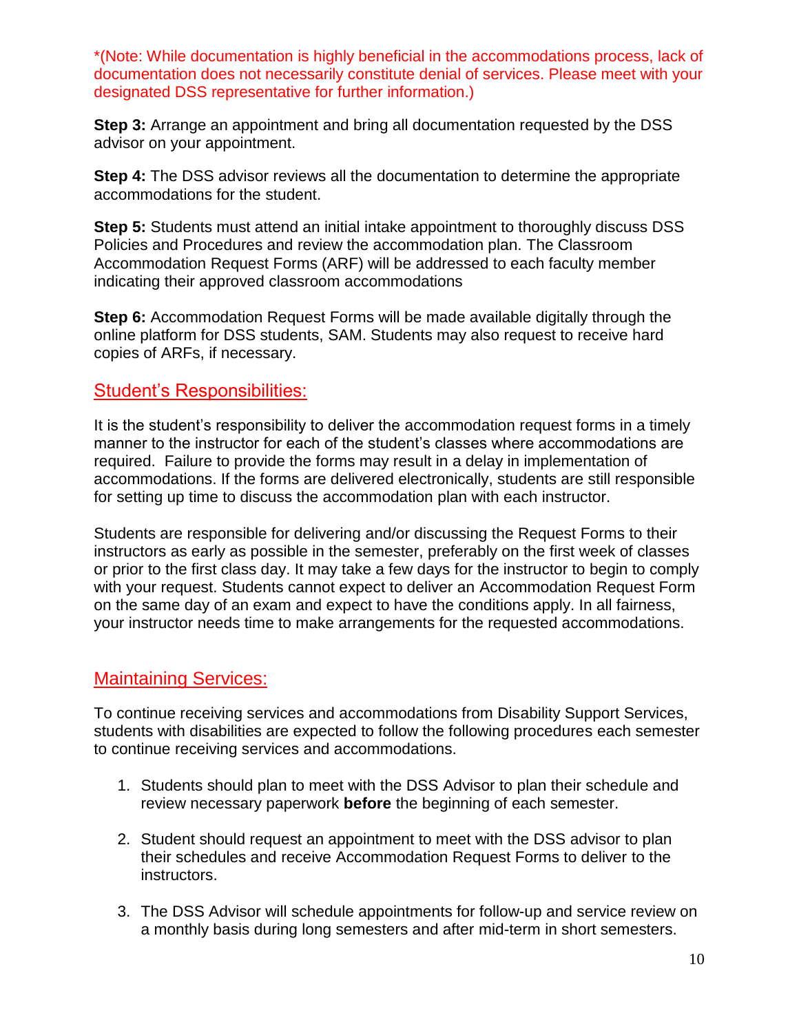*(Note: While documentation is highly beneficial in the accommodations process, lack of documentation does not necessarily constitute denial of services. Please meet with your designated DSS representative for further information.)

**Step 3:** Arrange an appointment and bring all documentation requested by the DSS advisor on your appointment.

**Step 4:** The DSS advisor reviews all the documentation to determine the appropriate accommodations for the student.

**Step 5:** Students must attend an initial intake appointment to thoroughly discuss DSS Policies and Procedures and review the accommodation plan. The Classroom Accommodation Request Forms (ARF) will be addressed to each faculty member indicating their approved classroom accommodations

**Step 6:** Accommodation Request Forms will be made available digitally through the online platform for DSS students, SAM. Students may also request to receive hard copies of ARFs, if necessary.

## Student's Responsibilities:

It is the student's responsibility to deliver the accommodation request forms in a timely manner to the instructor for each of the student's classes where accommodations are required. Failure to provide the forms may result in a delay in implementation of accommodations. If the forms are delivered electronically, students are still responsible for setting up time to discuss the accommodation plan with each instructor.

Students are responsible for delivering and/or discussing the Request Forms to their instructors as early as possible in the semester, preferably on the first week of classes or prior to the first class day. It may take a few days for the instructor to begin to comply with your request. Students cannot expect to deliver an Accommodation Request Form on the same day of an exam and expect to have the conditions apply. In all fairness, your instructor needs time to make arrangements for the requested accommodations.

## Maintaining Services:

To continue receiving services and accommodations from Disability Support Services, students with disabilities are expected to follow the following procedures each semester to continue receiving services and accommodations.

1. Students should plan to meet with the DSS Advisor to plan their schedule and review necessary paperwork **before** the beginning of each semester.

2. Student should request an appointment to meet with the DSS advisor to plan their schedules and receive Accommodation Request Forms to deliver to the instructors.

3. The DSS Advisor will schedule appointments for follow-up and service review on a monthly basis during long semesters and after mid-term in short semesters.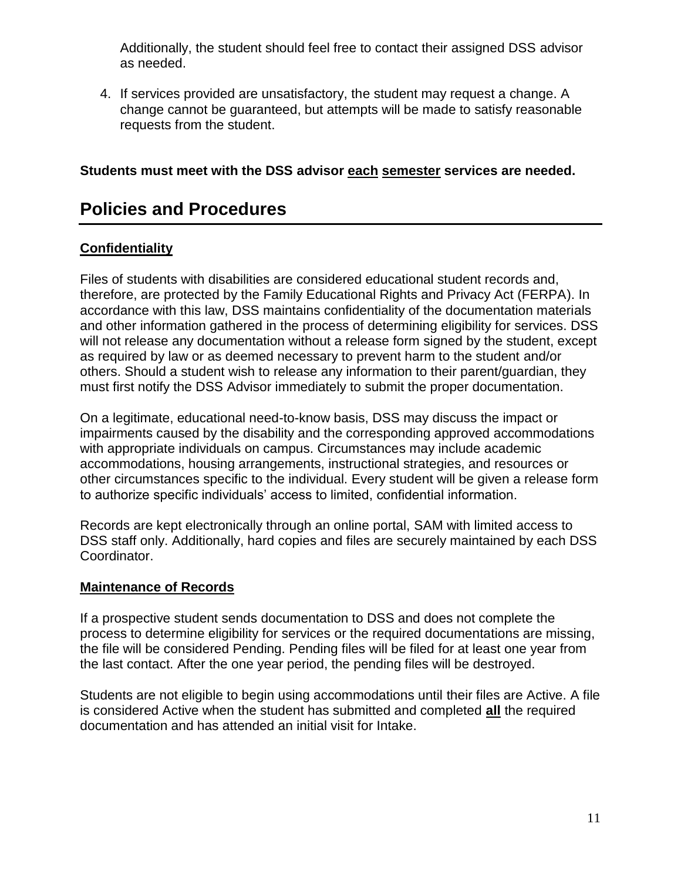Additionally, the student should feel free to contact their assigned DSS advisor as needed.

4. If services provided are unsatisfactory, the student may request a change. A change cannot be guaranteed, but attempts will be made to satisfy reasonable requests from the student.

**Students must meet with the DSS advisor <u>each</u> <u>semester</u> services are needed.**

# Policies and Procedures

### <u>Confidentiality</u>

Files of students with disabilities are considered educational student records and, therefore, are protected by the Family Educational Rights and Privacy Act (FERPA). In accordance with this law, DSS maintains confidentiality of the documentation materials and other information gathered in the process of determining eligibility for services. DSS will not release any documentation without a release form signed by the student, except as required by law or as deemed necessary to prevent harm to the student and/or others. Should a student wish to release any information to their parent/guardian, they must first notify the DSS Advisor immediately to submit the proper documentation.

On a legitimate, educational need-to-know basis, DSS may discuss the impact or impairments caused by the disability and the corresponding approved accommodations with appropriate individuals on campus. Circumstances may include academic accommodations, housing arrangements, instructional strategies, and resources or other circumstances specific to the individual. Every student will be given a release form to authorize specific individuals' access to limited, confidential information.

Records are kept electronically through an online portal, SAM with limited access to DSS staff only. Additionally, hard copies and files are securely maintained by each DSS Coordinator.

### <u>Maintenance of Records</u>

If a prospective student sends documentation to DSS and does not complete the process to determine eligibility for services or the required documentations are missing, the file will be considered Pending. Pending files will be filed for at least one year from the last contact. After the one year period, the pending files will be destroyed.

Students are not eligible to begin using accommodations until their files are Active. A file is considered Active when the student has submitted and completed **<u>all</u>** the required documentation and has attended an initial visit for Intake.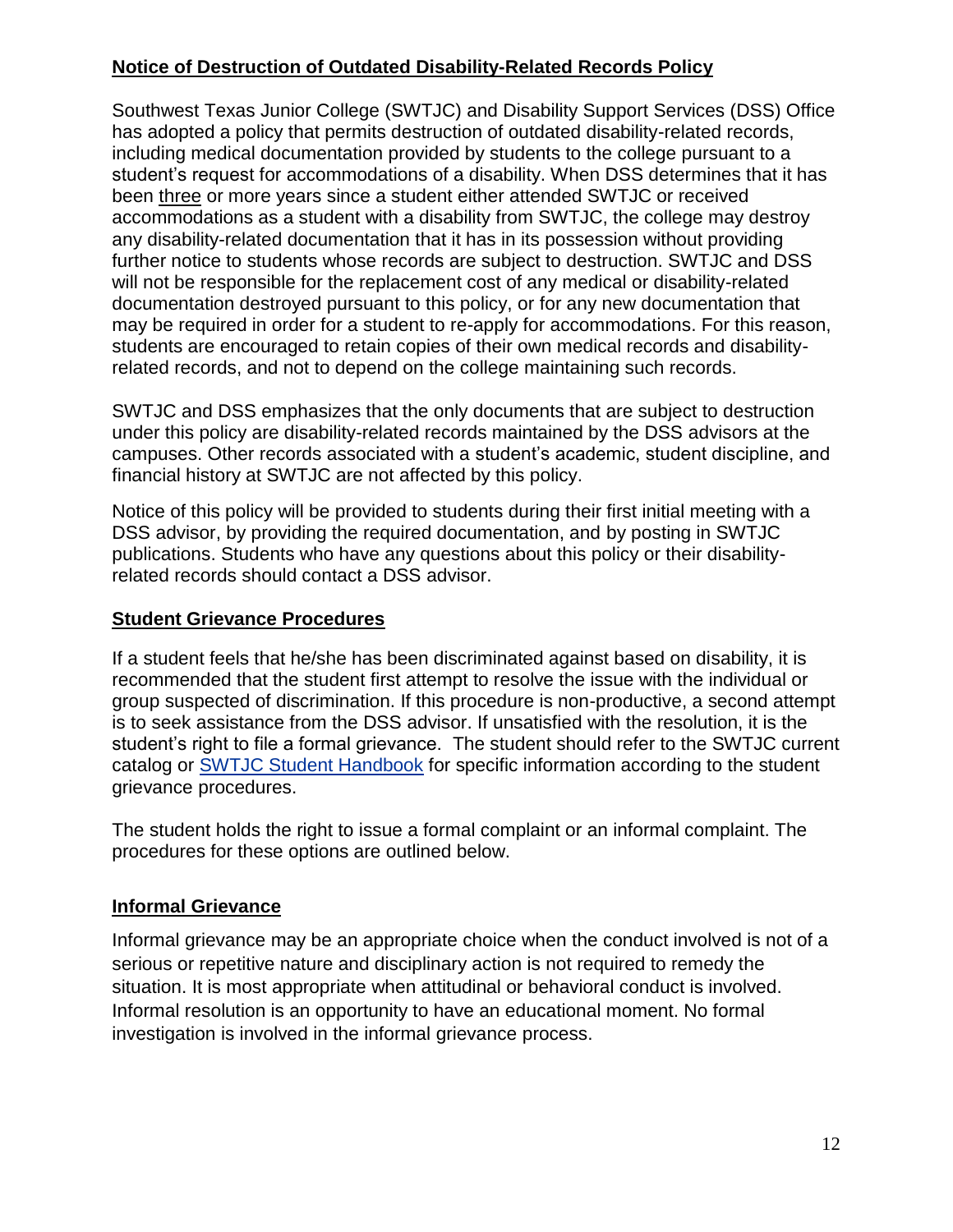## Notice of Destruction of Outdated Disability-Related Records Policy

Southwest Texas Junior College (SWTJC) and Disability Support Services (DSS) Office has adopted a policy that permits destruction of outdated disability-related records, including medical documentation provided by students to the college pursuant to a student's request for accommodations of a disability. When DSS determines that it has been three or more years since a student either attended SWTJC or received accommodations as a student with a disability from SWTJC, the college may destroy any disability-related documentation that it has in its possession without providing further notice to students whose records are subject to destruction. SWTJC and DSS will not be responsible for the replacement cost of any medical or disability-related documentation destroyed pursuant to this policy, or for any new documentation that may be required in order for a student to re-apply for accommodations. For this reason, students are encouraged to retain copies of their own medical records and disability-related records, and not to depend on the college maintaining such records.

SWTJC and DSS emphasizes that the only documents that are subject to destruction under this policy are disability-related records maintained by the DSS advisors at the campuses. Other records associated with a student's academic, student discipline, and financial history at SWTJC are not affected by this policy.

Notice of this policy will be provided to students during their first initial meeting with a DSS advisor, by providing the required documentation, and by posting in SWTJC publications. Students who have any questions about this policy or their disability-related records should contact a DSS advisor.

## Student Grievance Procedures

If a student feels that he/she has been discriminated against based on disability, it is recommended that the student first attempt to resolve the issue with the individual or group suspected of discrimination. If this procedure is non-productive, a second attempt is to seek assistance from the DSS advisor. If unsatisfied with the resolution, it is the student's right to file a formal grievance. The student should refer to the SWTJC current catalog or SWTJC Student Handbook for specific information according to the student grievance procedures.

The student holds the right to issue a formal complaint or an informal complaint. The procedures for these options are outlined below.

## Informal Grievance

Informal grievance may be an appropriate choice when the conduct involved is not of a serious or repetitive nature and disciplinary action is not required to remedy the situation. It is most appropriate when attitudinal or behavioral conduct is involved. Informal resolution is an opportunity to have an educational moment. No formal investigation is involved in the informal grievance process.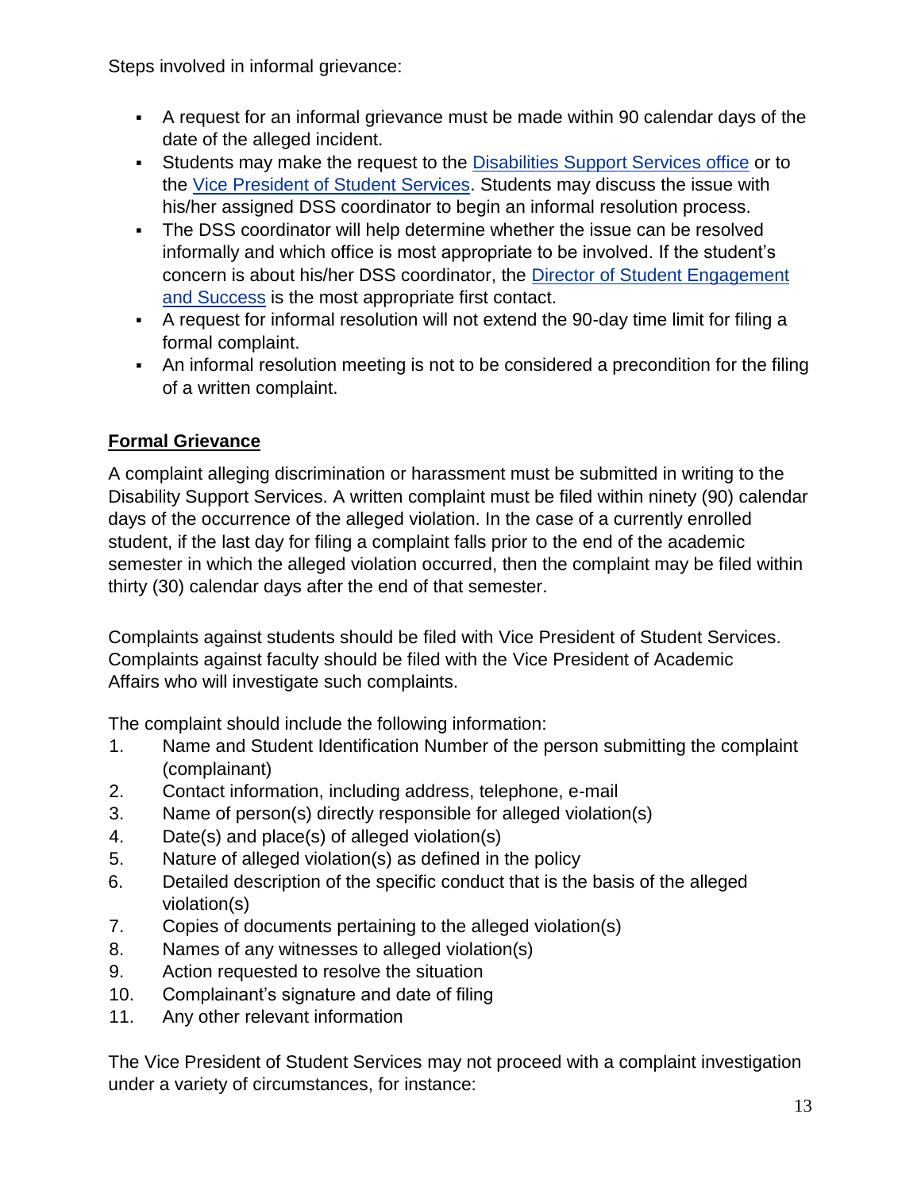Steps involved in informal grievance:

- A request for an informal grievance must be made within 90 calendar days of the date of the alleged incident.
- Students may make the request to the Disabilities Support Services office or to the Vice President of Student Services. Students may discuss the issue with his/her assigned DSS coordinator to begin an informal resolution process.
- The DSS coordinator will help determine whether the issue can be resolved informally and which office is most appropriate to be involved. If the student's concern is about his/her DSS coordinator, the Director of Student Engagement and Success is the most appropriate first contact.
- A request for informal resolution will not extend the 90-day time limit for filing a formal complaint.
- An informal resolution meeting is not to be considered a precondition for the filing of a written complaint.

**Formal Grievance**

A complaint alleging discrimination or harassment must be submitted in writing to the Disability Support Services. A written complaint must be filed within ninety (90) calendar days of the occurrence of the alleged violation. In the case of a currently enrolled student, if the last day for filing a complaint falls prior to the end of the academic semester in which the alleged violation occurred, then the complaint may be filed within thirty (30) calendar days after the end of that semester.

Complaints against students should be filed with Vice President of Student Services. Complaints against faculty should be filed with the Vice President of Academic Affairs who will investigate such complaints.

The complaint should include the following information:

1. Name and Student Identification Number of the person submitting the complaint (complainant)
2. Contact information, including address, telephone, e-mail
3. Name of person(s) directly responsible for alleged violation(s)
4. Date(s) and place(s) of alleged violation(s)
5. Nature of alleged violation(s) as defined in the policy
6. Detailed description of the specific conduct that is the basis of the alleged violation(s)
7. Copies of documents pertaining to the alleged violation(s)
8. Names of any witnesses to alleged violation(s)
9. Action requested to resolve the situation
10. Complainant's signature and date of filing
11. Any other relevant information

The Vice President of Student Services may not proceed with a complaint investigation under a variety of circumstances, for instance: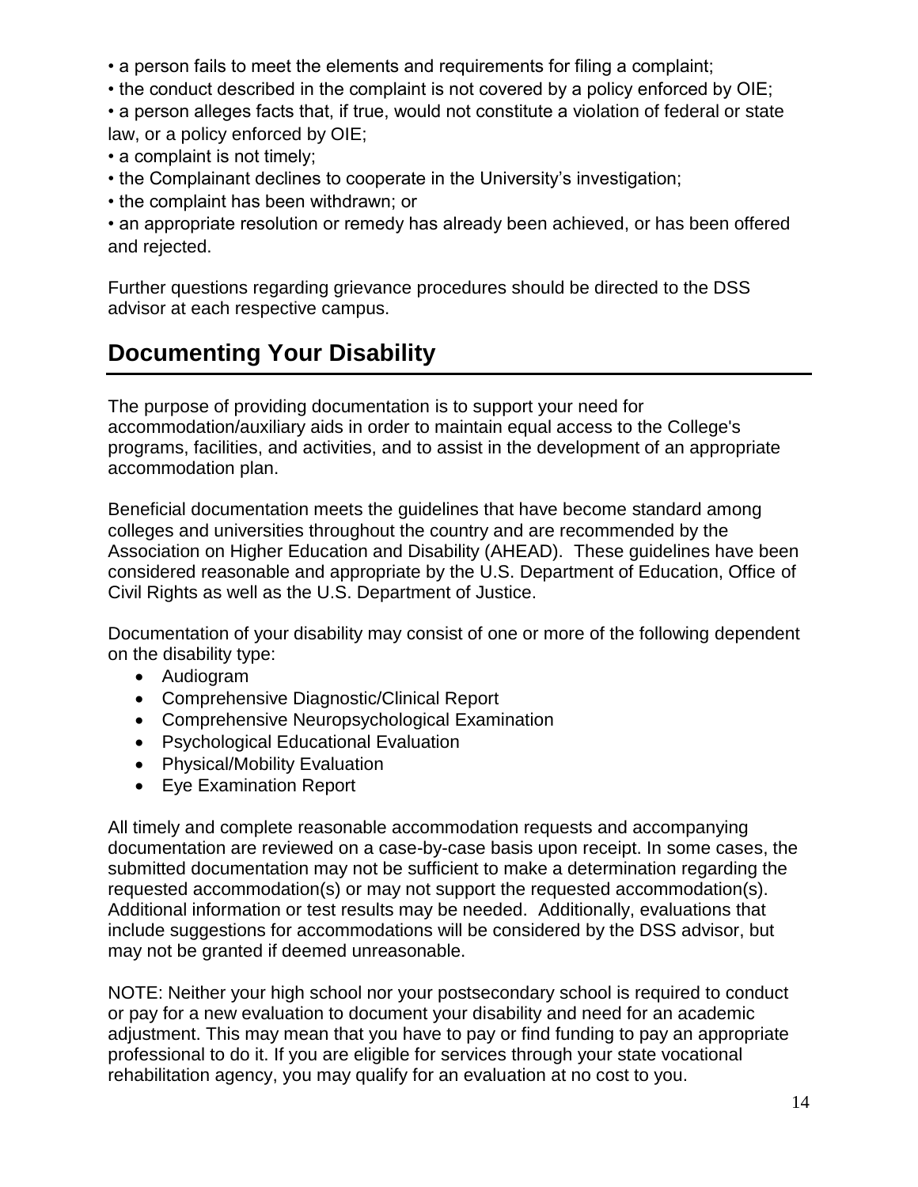- a person fails to meet the elements and requirements for filing a complaint;
- the conduct described in the complaint is not covered by a policy enforced by OIE;
- a person alleges facts that, if true, would not constitute a violation of federal or state law, or a policy enforced by OIE;
- a complaint is not timely;
- the Complainant declines to cooperate in the University's investigation;
- the complaint has been withdrawn; or
- an appropriate resolution or remedy has already been achieved, or has been offered and rejected.

Further questions regarding grievance procedures should be directed to the DSS advisor at each respective campus.

## Documenting Your Disability

The purpose of providing documentation is to support your need for accommodation/auxiliary aids in order to maintain equal access to the College's programs, facilities, and activities, and to assist in the development of an appropriate accommodation plan.

Beneficial documentation meets the guidelines that have become standard among colleges and universities throughout the country and are recommended by the Association on Higher Education and Disability (AHEAD). These guidelines have been considered reasonable and appropriate by the U.S. Department of Education, Office of Civil Rights as well as the U.S. Department of Justice.

Documentation of your disability may consist of one or more of the following dependent on the disability type:

- Audiogram
- Comprehensive Diagnostic/Clinical Report
- Comprehensive Neuropsychological Examination
- Psychological Educational Evaluation
- Physical/Mobility Evaluation
- Eye Examination Report

All timely and complete reasonable accommodation requests and accompanying documentation are reviewed on a case-by-case basis upon receipt. In some cases, the submitted documentation may not be sufficient to make a determination regarding the requested accommodation(s) or may not support the requested accommodation(s). Additional information or test results may be needed. Additionally, evaluations that include suggestions for accommodations will be considered by the DSS advisor, but may not be granted if deemed unreasonable.

NOTE: Neither your high school nor your postsecondary school is required to conduct or pay for a new evaluation to document your disability and need for an academic adjustment. This may mean that you have to pay or find funding to pay an appropriate professional to do it. If you are eligible for services through your state vocational rehabilitation agency, you may qualify for an evaluation at no cost to you.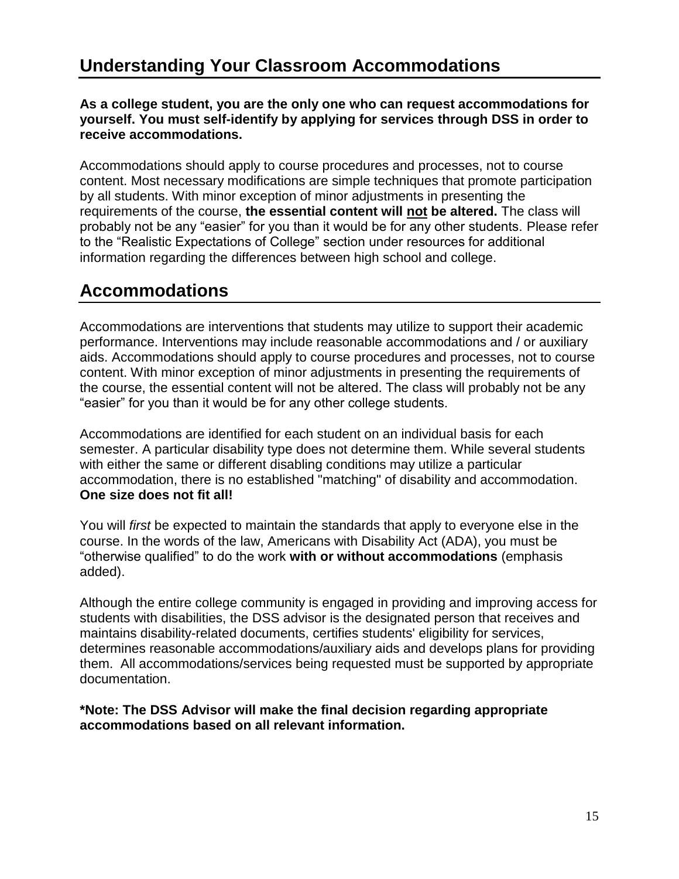## Understanding Your Classroom Accommodations

**As a college student, you are the only one who can request accommodations for yourself. You must self-identify by applying for services through DSS in order to receive accommodations.**

Accommodations should apply to course procedures and processes, not to course content. Most necessary modifications are simple techniques that promote participation by all students. With minor exception of minor adjustments in presenting the requirements of the course, **the essential content will <u>not</u> be altered.** The class will probably not be any "easier" for you than it would be for any other students. Please refer to the "Realistic Expectations of College" section under resources for additional information regarding the differences between high school and college.

## Accommodations

Accommodations are interventions that students may utilize to support their academic performance. Interventions may include reasonable accommodations and / or auxiliary aids. Accommodations should apply to course procedures and processes, not to course content. With minor exception of minor adjustments in presenting the requirements of the course, the essential content will not be altered. The class will probably not be any "easier" for you than it would be for any other college students.

Accommodations are identified for each student on an individual basis for each semester. A particular disability type does not determine them. While several students with either the same or different disabling conditions may utilize a particular accommodation, there is no established "matching" of disability and accommodation. **One size does not fit all!**

You will *first* be expected to maintain the standards that apply to everyone else in the course. In the words of the law, Americans with Disability Act (ADA), you must be "otherwise qualified" to do the work **with or without accommodations** (emphasis added).

Although the entire college community is engaged in providing and improving access for students with disabilities, the DSS advisor is the designated person that receives and maintains disability-related documents, certifies students' eligibility for services, determines reasonable accommodations/auxiliary aids and develops plans for providing them. All accommodations/services being requested must be supported by appropriate documentation.

**\*Note: The DSS Advisor will make the final decision regarding appropriate accommodations based on all relevant information.**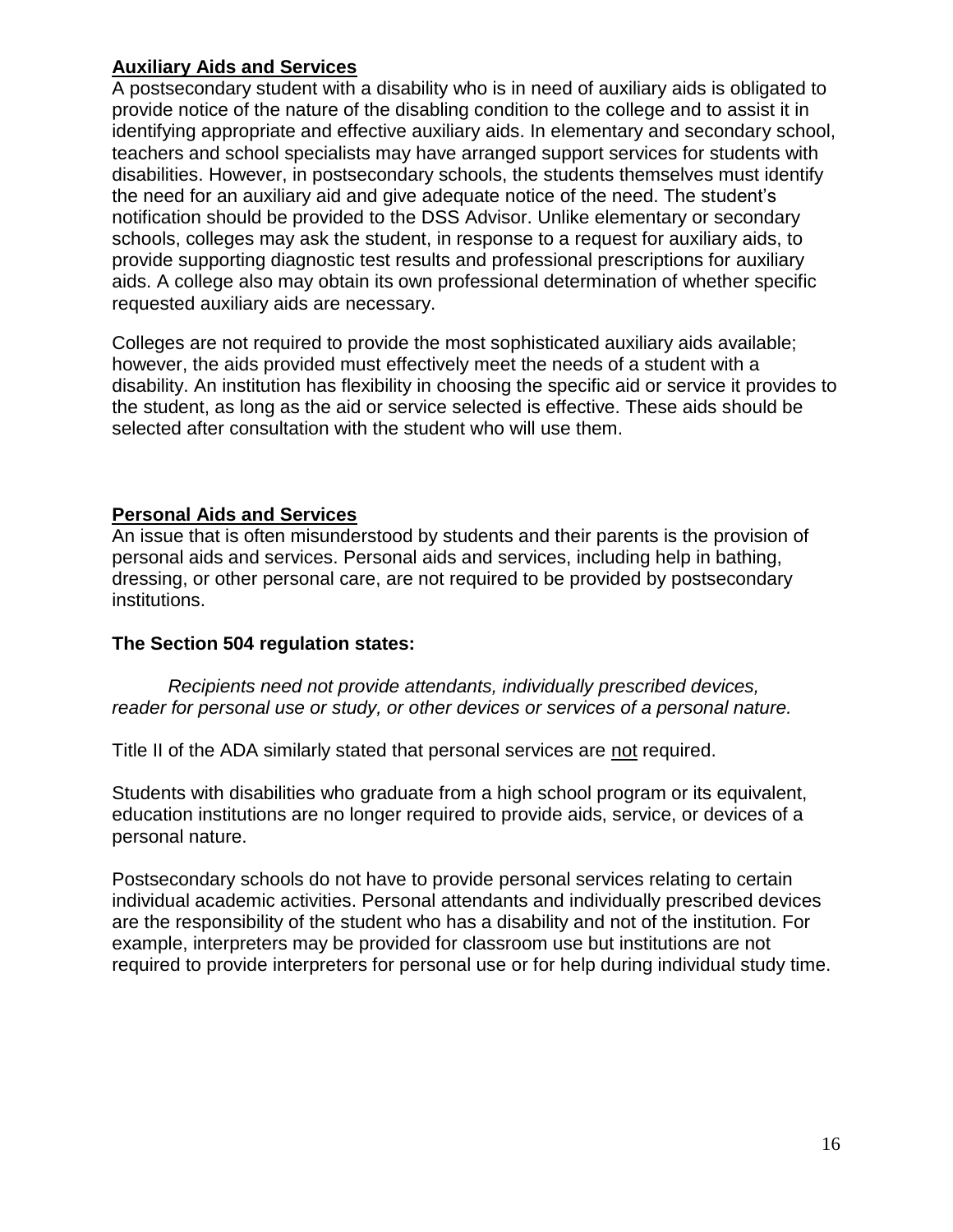## Auxiliary Aids and Services

A postsecondary student with a disability who is in need of auxiliary aids is obligated to provide notice of the nature of the disabling condition to the college and to assist it in identifying appropriate and effective auxiliary aids. In elementary and secondary school, teachers and school specialists may have arranged support services for students with disabilities. However, in postsecondary schools, the students themselves must identify the need for an auxiliary aid and give adequate notice of the need. The student's notification should be provided to the DSS Advisor. Unlike elementary or secondary schools, colleges may ask the student, in response to a request for auxiliary aids, to provide supporting diagnostic test results and professional prescriptions for auxiliary aids. A college also may obtain its own professional determination of whether specific requested auxiliary aids are necessary.

Colleges are not required to provide the most sophisticated auxiliary aids available; however, the aids provided must effectively meet the needs of a student with a disability. An institution has flexibility in choosing the specific aid or service it provides to the student, as long as the aid or service selected is effective. These aids should be selected after consultation with the student who will use them.

## Personal Aids and Services

An issue that is often misunderstood by students and their parents is the provision of personal aids and services. Personal aids and services, including help in bathing, dressing, or other personal care, are not required to be provided by postsecondary institutions.

**The Section 504 regulation states:**

*Recipients need not provide attendants, individually prescribed devices, reader for personal use or study, or other devices or services of a personal nature.*

Title II of the ADA similarly stated that personal services are not required.

Students with disabilities who graduate from a high school program or its equivalent, education institutions are no longer required to provide aids, service, or devices of a personal nature.

Postsecondary schools do not have to provide personal services relating to certain individual academic activities. Personal attendants and individually prescribed devices are the responsibility of the student who has a disability and not of the institution. For example, interpreters may be provided for classroom use but institutions are not required to provide interpreters for personal use or for help during individual study time.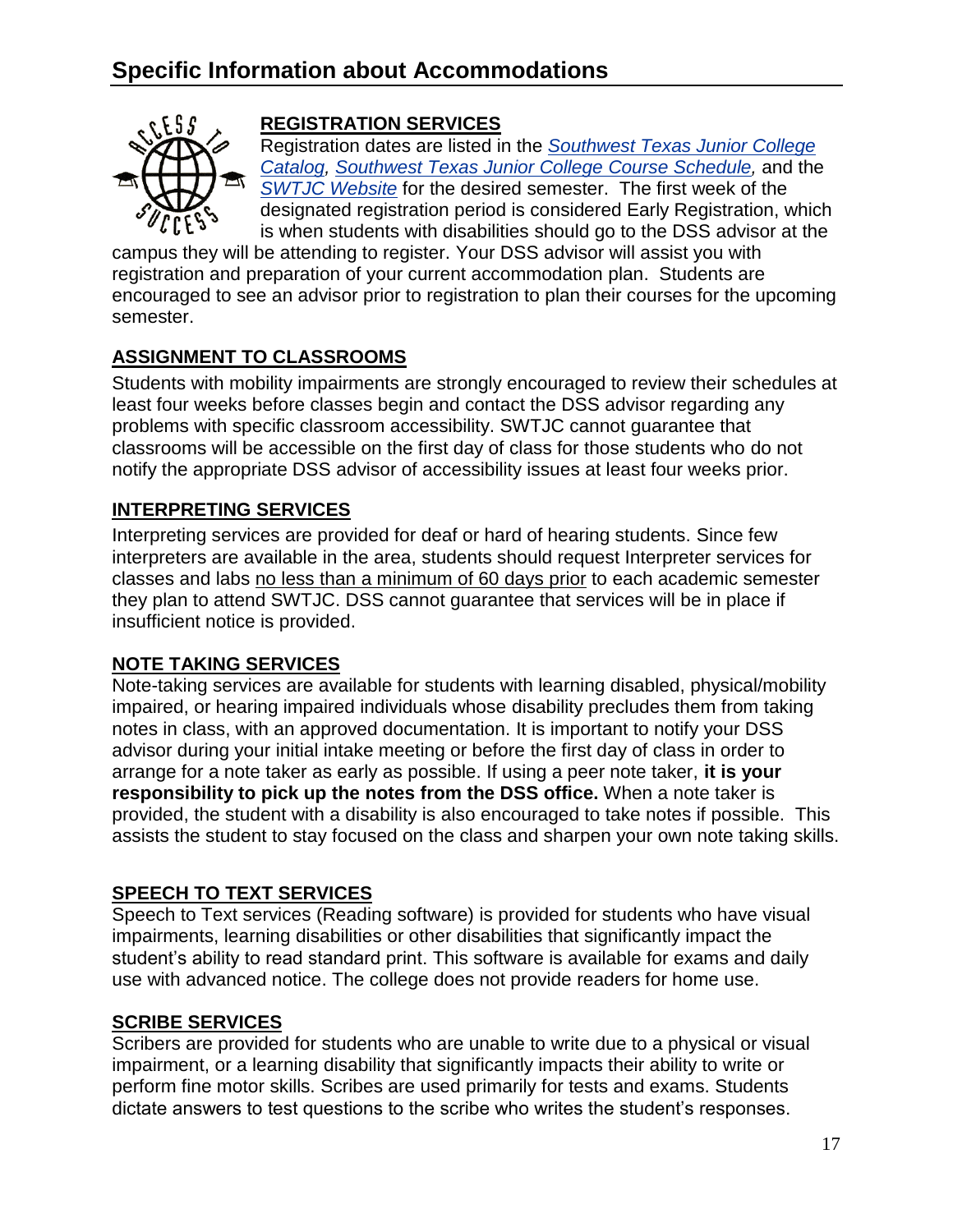# Specific Information about Accommodations

## REGISTRATION SERVICES

Registration dates are listed in the *Southwest Texas Junior College Catalog*, *Southwest Texas Junior College Course Schedule,* and the *SWTJC Website* for the desired semester. The first week of the designated registration period is considered Early Registration, which is when students with disabilities should go to the DSS advisor at the campus they will be attending to register. Your DSS advisor will assist you with registration and preparation of your current accommodation plan. Students are encouraged to see an advisor prior to registration to plan their courses for the upcoming semester.

## ASSIGNMENT TO CLASSROOMS

Students with mobility impairments are strongly encouraged to review their schedules at least four weeks before classes begin and contact the DSS advisor regarding any problems with specific classroom accessibility. SWTJC cannot guarantee that classrooms will be accessible on the first day of class for those students who do not notify the appropriate DSS advisor of accessibility issues at least four weeks prior.

## INTERPRETING SERVICES

Interpreting services are provided for deaf or hard of hearing students. Since few interpreters are available in the area, students should request Interpreter services for classes and labs no less than a minimum of 60 days prior to each academic semester they plan to attend SWTJC. DSS cannot guarantee that services will be in place if insufficient notice is provided.

## NOTE TAKING SERVICES

Note-taking services are available for students with learning disabled, physical/mobility impaired, or hearing impaired individuals whose disability precludes them from taking notes in class, with an approved documentation. It is important to notify your DSS advisor during your initial intake meeting or before the first day of class in order to arrange for a note taker as early as possible. If using a peer note taker, **it is your responsibility to pick up the notes from the DSS office.** When a note taker is provided, the student with a disability is also encouraged to take notes if possible. This assists the student to stay focused on the class and sharpen your own note taking skills.

## SPEECH TO TEXT SERVICES

Speech to Text services (Reading software) is provided for students who have visual impairments, learning disabilities or other disabilities that significantly impact the student's ability to read standard print. This software is available for exams and daily use with advanced notice. The college does not provide readers for home use.

## SCRIBE SERVICES

Scribers are provided for students who are unable to write due to a physical or visual impairment, or a learning disability that significantly impacts their ability to write or perform fine motor skills. Scribes are used primarily for tests and exams. Students dictate answers to test questions to the scribe who writes the student's responses.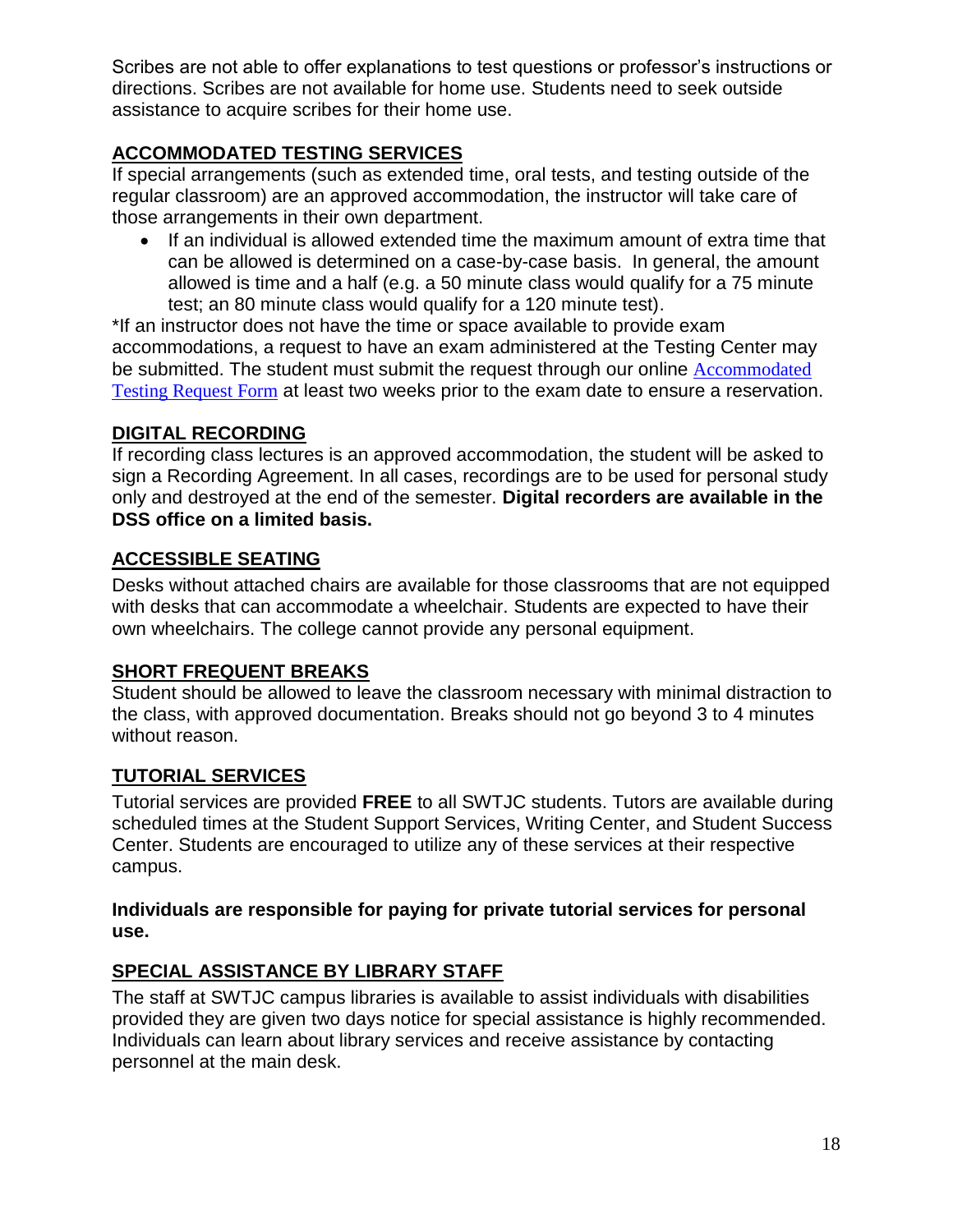Scribes are not able to offer explanations to test questions or professor's instructions or directions. Scribes are not available for home use. Students need to seek outside assistance to acquire scribes for their home use.

## ACCOMMODATED TESTING SERVICES

If special arrangements (such as extended time, oral tests, and testing outside of the regular classroom) are an approved accommodation, the instructor will take care of those arrangements in their own department.

- If an individual is allowed extended time the maximum amount of extra time that can be allowed is determined on a case-by-case basis. In general, the amount allowed is time and a half (e.g. a 50 minute class would qualify for a 75 minute test; an 80 minute class would qualify for a 120 minute test).

*If an instructor does not have the time or space available to provide exam accommodations, a request to have an exam administered at the Testing Center may be submitted. The student must submit the request through our online Accommodated Testing Request Form at least two weeks prior to the exam date to ensure a reservation.

## DIGITAL RECORDING

If recording class lectures is an approved accommodation, the student will be asked to sign a Recording Agreement. In all cases, recordings are to be used for personal study only and destroyed at the end of the semester. **Digital recorders are available in the DSS office on a limited basis.**

## ACCESSIBLE SEATING

Desks without attached chairs are available for those classrooms that are not equipped with desks that can accommodate a wheelchair. Students are expected to have their own wheelchairs. The college cannot provide any personal equipment.

## SHORT FREQUENT BREAKS

Student should be allowed to leave the classroom necessary with minimal distraction to the class, with approved documentation. Breaks should not go beyond 3 to 4 minutes without reason.

## TUTORIAL SERVICES

Tutorial services are provided **FREE** to all SWTJC students. Tutors are available during scheduled times at the Student Support Services, Writing Center, and Student Success Center. Students are encouraged to utilize any of these services at their respective campus.

**Individuals are responsible for paying for private tutorial services for personal use.**

## SPECIAL ASSISTANCE BY LIBRARY STAFF

The staff at SWTJC campus libraries is available to assist individuals with disabilities provided they are given two days notice for special assistance is highly recommended. Individuals can learn about library services and receive assistance by contacting personnel at the main desk.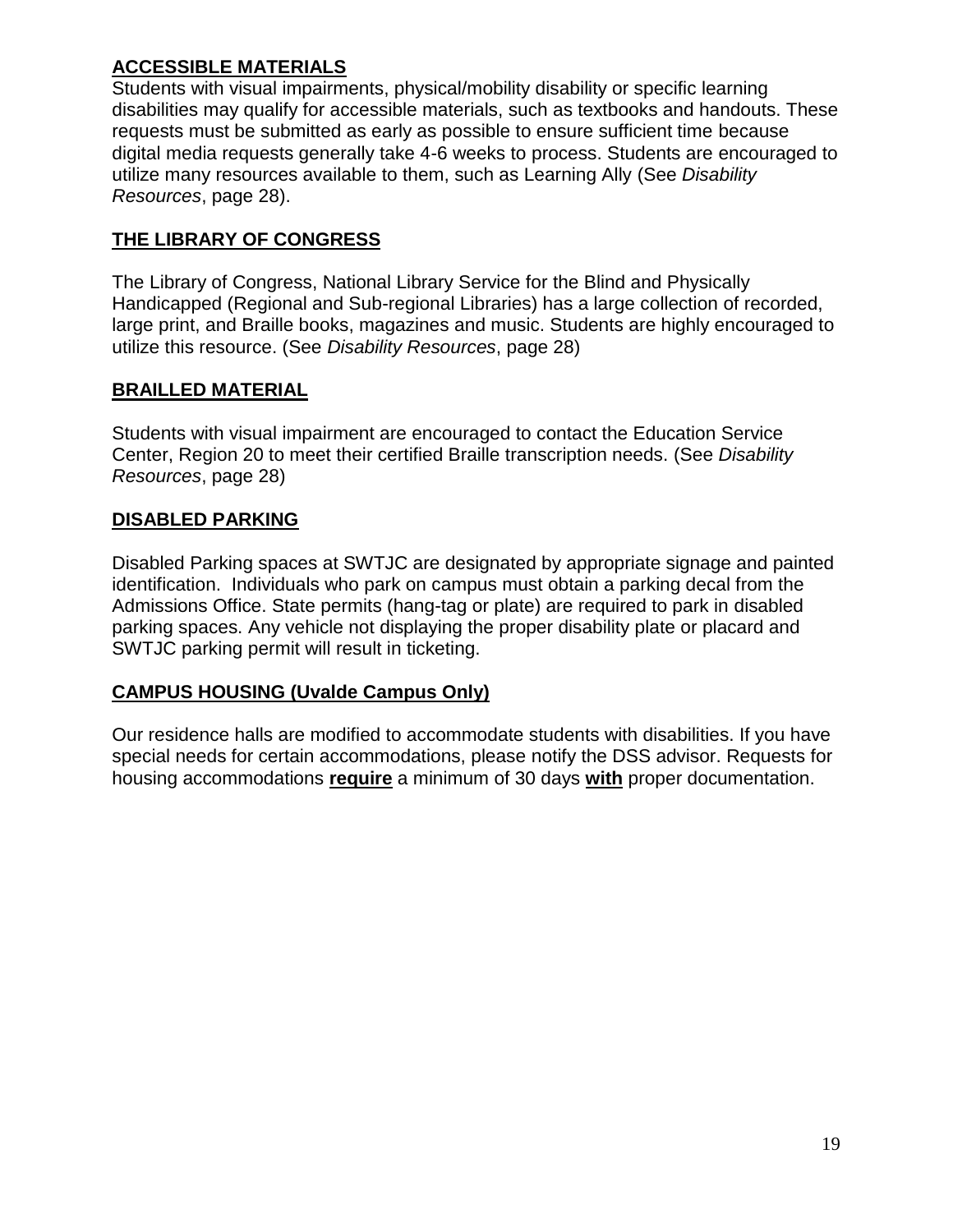## ACCESSIBLE MATERIALS

Students with visual impairments, physical/mobility disability or specific learning disabilities may qualify for accessible materials, such as textbooks and handouts. These requests must be submitted as early as possible to ensure sufficient time because digital media requests generally take 4-6 weeks to process. Students are encouraged to utilize many resources available to them, such as Learning Ally (See *Disability Resources*, page 28).

## THE LIBRARY OF CONGRESS

The Library of Congress, National Library Service for the Blind and Physically Handicapped (Regional and Sub-regional Libraries) has a large collection of recorded, large print, and Braille books, magazines and music. Students are highly encouraged to utilize this resource. (See *Disability Resources*, page 28)

## BRAILLED MATERIAL

Students with visual impairment are encouraged to contact the Education Service Center, Region 20 to meet their certified Braille transcription needs. (See *Disability Resources*, page 28)

## DISABLED PARKING

Disabled Parking spaces at SWTJC are designated by appropriate signage and painted identification. Individuals who park on campus must obtain a parking decal from the Admissions Office. State permits (hang-tag or plate) are required to park in disabled parking spaces. Any vehicle not displaying the proper disability plate or placard and SWTJC parking permit will result in ticketing.

## CAMPUS HOUSING (Uvalde Campus Only)

Our residence halls are modified to accommodate students with disabilities. If you have special needs for certain accommodations, please notify the DSS advisor. Requests for housing accommodations **require** a minimum of 30 days **with** proper documentation.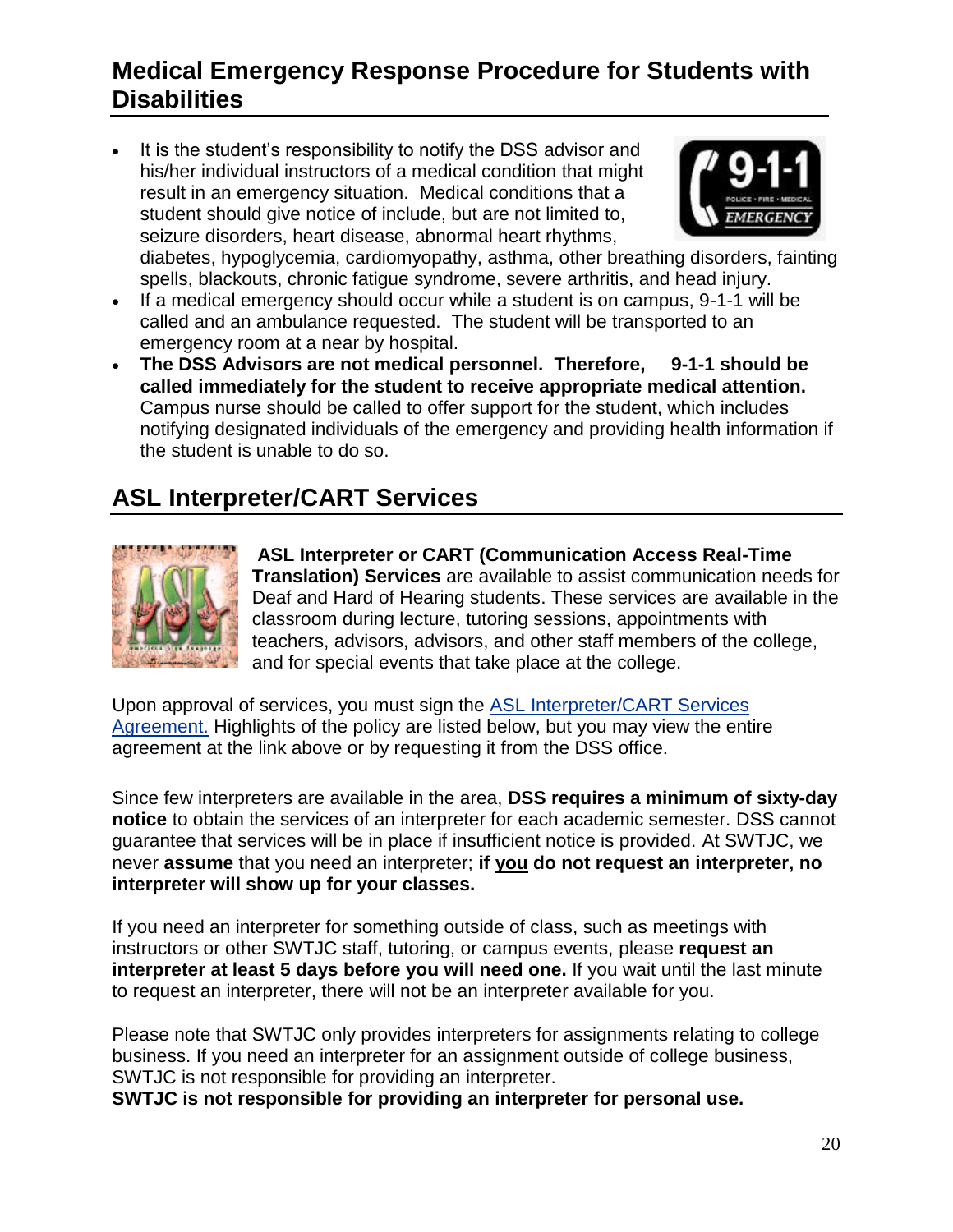## Medical Emergency Response Procedure for Students with Disabilities

- It is the student's responsibility to notify the DSS advisor and his/her individual instructors of a medical condition that might result in an emergency situation. Medical conditions that a student should give notice of include, but are not limited to, seizure disorders, heart disease, abnormal heart rhythms, diabetes, hypoglycemia, cardiomyopathy, asthma, other breathing disorders, fainting spells, blackouts, chronic fatigue syndrome, severe arthritis, and head injury.
- If a medical emergency should occur while a student is on campus, 9-1-1 will be called and an ambulance requested. The student will be transported to an emergency room at a near by hospital.
- **The DSS Advisors are not medical personnel. Therefore, 9-1-1 should be called immediately for the student to receive appropriate medical attention.** Campus nurse should be called to offer support for the student, which includes notifying designated individuals of the emergency and providing health information if the student is unable to do so.

## ASL Interpreter/CART Services

**ASL Interpreter or CART (Communication Access Real-Time Translation) Services** are available to assist communication needs for Deaf and Hard of Hearing students. These services are available in the classroom during lecture, tutoring sessions, appointments with teachers, advisors, advisors, and other staff members of the college, and for special events that take place at the college.

Upon approval of services, you must sign the [ASL Interpreter/CART Services Agreement.](#) Highlights of the policy are listed below, but you may view the entire agreement at the link above or by requesting it from the DSS office.

Since few interpreters are available in the area, **DSS requires a minimum of sixty-day notice** to obtain the services of an interpreter for each academic semester. DSS cannot guarantee that services will be in place if insufficient notice is provided. At SWTJC, we never **assume** that you need an interpreter; **if <u>you</u> do not request an interpreter, no interpreter will show up for your classes.**

If you need an interpreter for something outside of class, such as meetings with instructors or other SWTJC staff, tutoring, or campus events, please **request an interpreter at least 5 days before you will need one.** If you wait until the last minute to request an interpreter, there will not be an interpreter available for you.

Please note that SWTJC only provides interpreters for assignments relating to college business. If you need an interpreter for an assignment outside of college business, SWTJC is not responsible for providing an interpreter.
**SWTJC is not responsible for providing an interpreter for personal use.**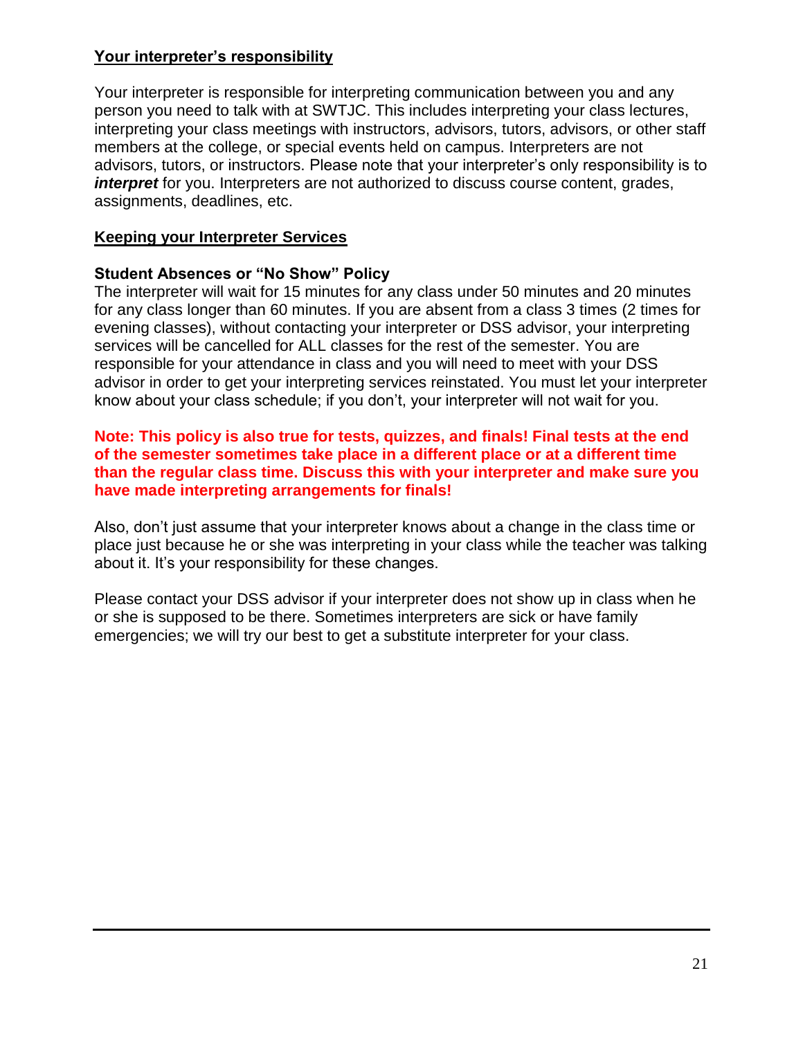## Your interpreter's responsibility

Your interpreter is responsible for interpreting communication between you and any person you need to talk with at SWTJC. This includes interpreting your class lectures, interpreting your class meetings with instructors, advisors, tutors, advisors, or other staff members at the college, or special events held on campus. Interpreters are not advisors, tutors, or instructors. Please note that your interpreter's only responsibility is to ***interpret*** for you. Interpreters are not authorized to discuss course content, grades, assignments, deadlines, etc.

## Keeping your Interpreter Services

### Student Absences or "No Show" Policy

The interpreter will wait for 15 minutes for any class under 50 minutes and 20 minutes for any class longer than 60 minutes. If you are absent from a class 3 times (2 times for evening classes), without contacting your interpreter or DSS advisor, your interpreting services will be cancelled for ALL classes for the rest of the semester. You are responsible for your attendance in class and you will need to meet with your DSS advisor in order to get your interpreting services reinstated. You must let your interpreter know about your class schedule; if you don't, your interpreter will not wait for you.

**Note: This policy is also true for tests, quizzes, and finals! Final tests at the end of the semester sometimes take place in a different place or at a different time than the regular class time. Discuss this with your interpreter and make sure you have made interpreting arrangements for finals!**

Also, don't just assume that your interpreter knows about a change in the class time or place just because he or she was interpreting in your class while the teacher was talking about it. It's your responsibility for these changes.

Please contact your DSS advisor if your interpreter does not show up in class when he or she is supposed to be there. Sometimes interpreters are sick or have family emergencies; we will try our best to get a substitute interpreter for your class.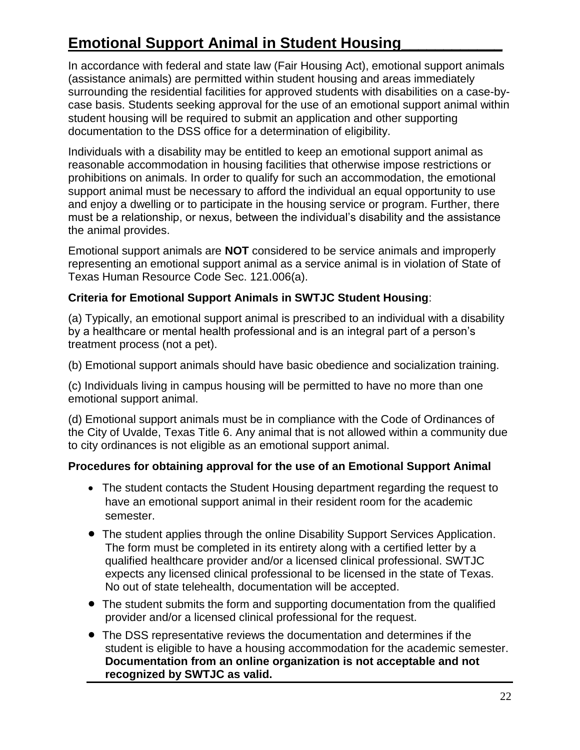## Emotional Support Animal in Student Housing

In accordance with federal and state law (Fair Housing Act), emotional support animals (assistance animals) are permitted within student housing and areas immediately surrounding the residential facilities for approved students with disabilities on a case-by-case basis. Students seeking approval for the use of an emotional support animal within student housing will be required to submit an application and other supporting documentation to the DSS office for a determination of eligibility.

Individuals with a disability may be entitled to keep an emotional support animal as reasonable accommodation in housing facilities that otherwise impose restrictions or prohibitions on animals. In order to qualify for such an accommodation, the emotional support animal must be necessary to afford the individual an equal opportunity to use and enjoy a dwelling or to participate in the housing service or program. Further, there must be a relationship, or nexus, between the individual's disability and the assistance the animal provides.

Emotional support animals are **NOT** considered to be service animals and improperly representing an emotional support animal as a service animal is in violation of State of Texas Human Resource Code Sec. 121.006(a).

**Criteria for Emotional Support Animals in SWTJC Student Housing**:

(a) Typically, an emotional support animal is prescribed to an individual with a disability by a healthcare or mental health professional and is an integral part of a person's treatment process (not a pet).

(b) Emotional support animals should have basic obedience and socialization training.

(c) Individuals living in campus housing will be permitted to have no more than one emotional support animal.

(d) Emotional support animals must be in compliance with the Code of Ordinances of the City of Uvalde, Texas Title 6. Any animal that is not allowed within a community due to city ordinances is not eligible as an emotional support animal.

**Procedures for obtaining approval for the use of an Emotional Support Animal**

- The student contacts the Student Housing department regarding the request to have an emotional support animal in their resident room for the academic semester.
- The student applies through the online Disability Support Services Application. The form must be completed in its entirety along with a certified letter by a qualified healthcare provider and/or a licensed clinical professional. SWTJC expects any licensed clinical professional to be licensed in the state of Texas. No out of state telehealth, documentation will be accepted.
- The student submits the form and supporting documentation from the qualified provider and/or a licensed clinical professional for the request.
- The DSS representative reviews the documentation and determines if the student is eligible to have a housing accommodation for the academic semester. **Documentation from an online organization is not acceptable and not recognized by SWTJC as valid.**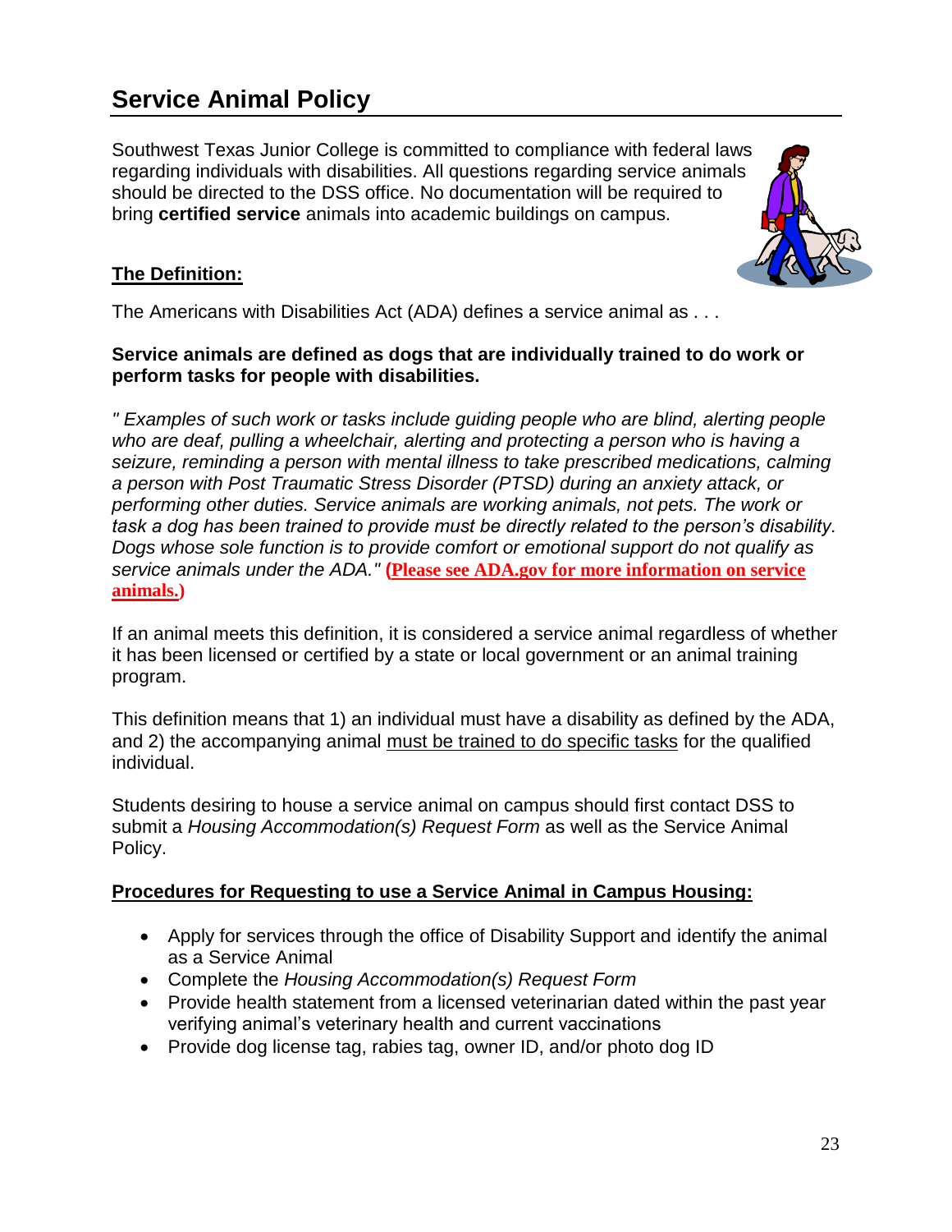# Service Animal Policy

Southwest Texas Junior College is committed to compliance with federal laws regarding individuals with disabilities. All questions regarding service animals should be directed to the DSS office. No documentation will be required to bring **certified service** animals into academic buildings on campus.

**The Definition:**

The Americans with Disabilities Act (ADA) defines a service animal as . . .

**Service animals are defined as dogs that are individually trained to do work or perform tasks for people with disabilities.**

*" Examples of such work or tasks include guiding people who are blind, alerting people who are deaf, pulling a wheelchair, alerting and protecting a person who is having a seizure, reminding a person with mental illness to take prescribed medications, calming a person with Post Traumatic Stress Disorder (PTSD) during an anxiety attack, or performing other duties. Service animals are working animals, not pets. The work or task a dog has been trained to provide must be directly related to the person's disability. Dogs whose sole function is to provide comfort or emotional support do not qualify as service animals under the ADA."* **(Please see ADA.gov for more information on service animals.)**

If an animal meets this definition, it is considered a service animal regardless of whether it has been licensed or certified by a state or local government or an animal training program.

This definition means that 1) an individual must have a disability as defined by the ADA, and 2) the accompanying animal must be trained to do specific tasks for the qualified individual.

Students desiring to house a service animal on campus should first contact DSS to submit a *Housing Accommodation(s) Request Form* as well as the Service Animal Policy.

**Procedures for Requesting to use a Service Animal in Campus Housing:**

- Apply for services through the office of Disability Support and identify the animal as a Service Animal
- Complete the *Housing Accommodation(s) Request Form*
- Provide health statement from a licensed veterinarian dated within the past year verifying animal's veterinary health and current vaccinations
- Provide dog license tag, rabies tag, owner ID, and/or photo dog ID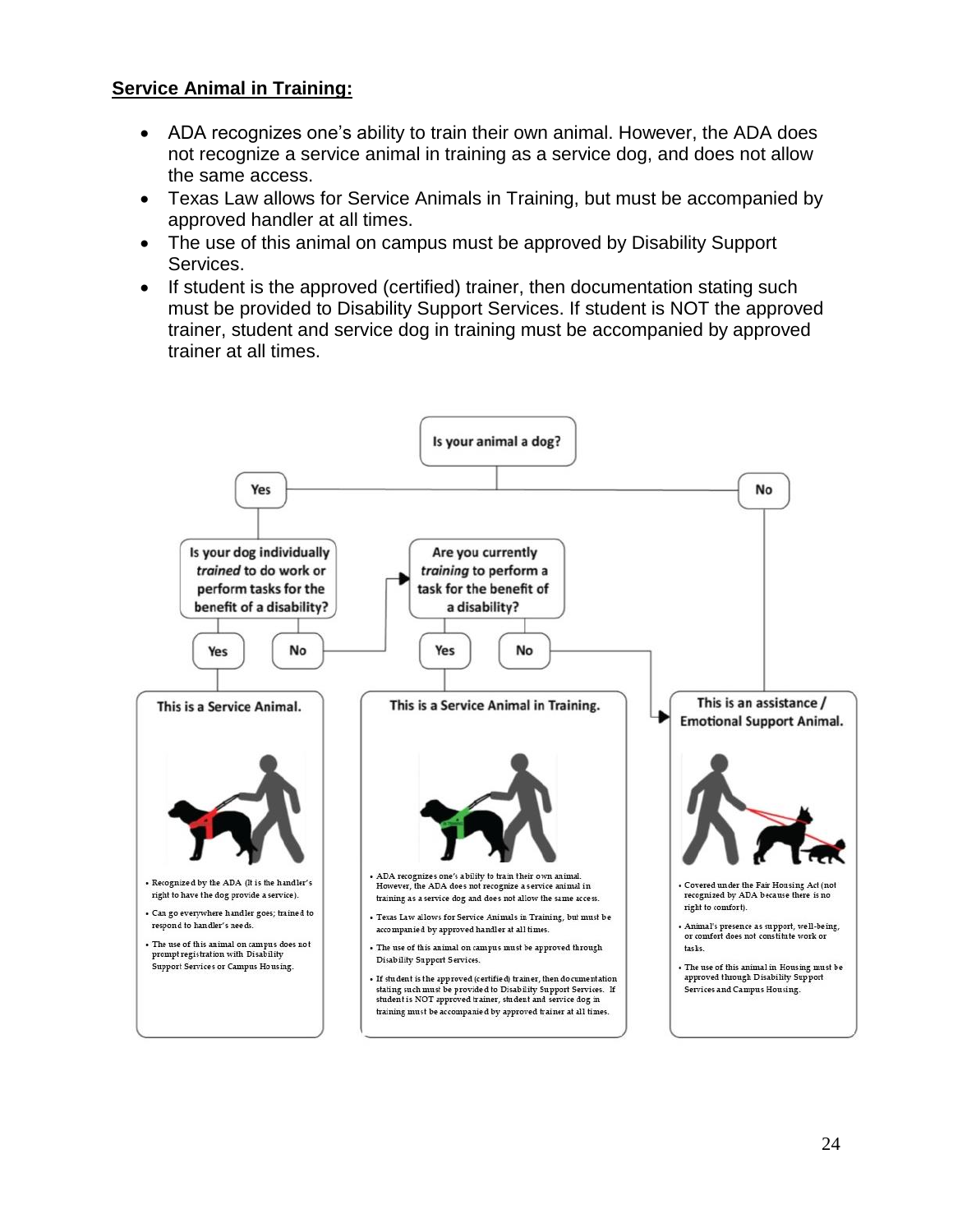**Service Animal in Training:**

- ADA recognizes one's ability to train their own animal. However, the ADA does not recognize a service animal in training as a service dog, and does not allow the same access.
- Texas Law allows for Service Animals in Training, but must be accompanied by approved handler at all times.
- The use of this animal on campus must be approved by Disability Support Services.
- If student is the approved (certified) trainer, then documentation stating such must be provided to Disability Support Services. If student is NOT the approved trainer, student and service dog in training must be accompanied by approved trainer at all times.

Is your animal a dog?

Yes → Is your dog individually *trained* to do work or perform tasks for the benefit of a disability?

- Yes → **This is a Service Animal.**
  - Recognized by the ADA (it is the handler's right to have the dog provide a service).
  - Can go everywhere handler goes; trained to respond to handler's needs.
  - The use of this animal on campus does not prompt registration with Disability Support Services or Campus Housing.
- No → Are you currently *training* to perform a task for the benefit of a disability?
  - Yes → **This is a Service Animal in Training.**
    - ADA recognizes one's ability to train their own animal. However, the ADA does not recognize a service animal in training as a service dog and does not allow the same access.
    - Texas Law allows for Service Animals in Training, but must be accompanied by approved handler at all times.
    - The use of this animal on campus must be approved through Disability Support Services.
    - If student is the approved (certified) trainer, then documentation stating such must be provided to Disability Support Services. If student is NOT approved trainer, student and service dog in training must be accompanied by approved trainer at all times.
  - No → **This is an assistance / Emotional Support Animal.**

No → **This is an assistance / Emotional Support Animal.**

- Covered under the Fair Housing Act (not recognized by ADA because there is no right to comfort).
- Animal's presence as support, well-being, or comfort does not constitute work or tasks.
- The use of this animal in Housing must be approved through Disability Support Services and Campus Housing.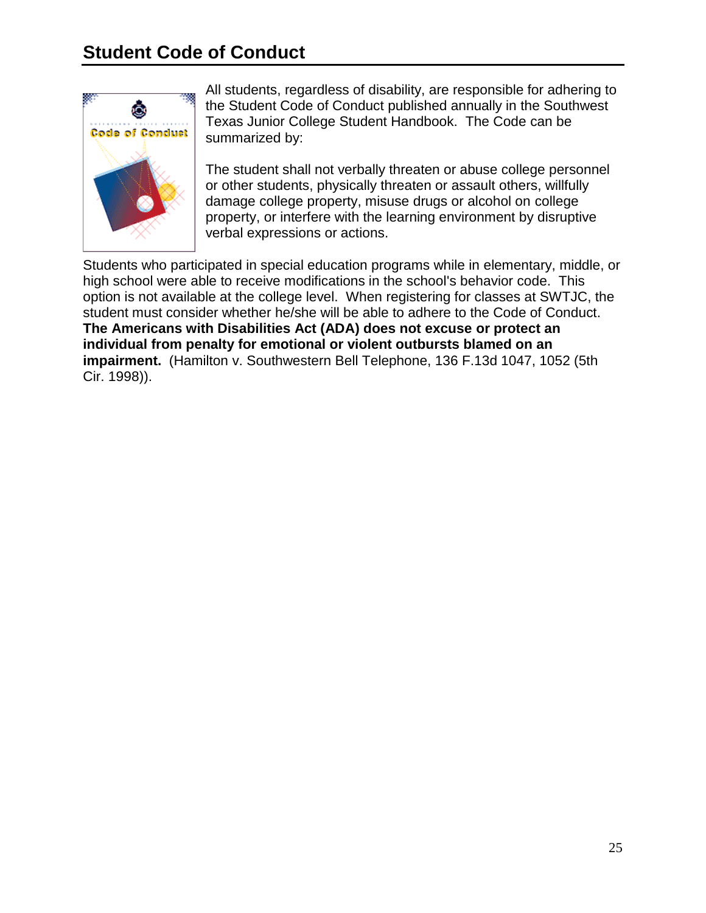## Student Code of Conduct

All students, regardless of disability, are responsible for adhering to the Student Code of Conduct published annually in the Southwest Texas Junior College Student Handbook. The Code can be summarized by:

The student shall not verbally threaten or abuse college personnel or other students, physically threaten or assault others, willfully damage college property, misuse drugs or alcohol on college property, or interfere with the learning environment by disruptive verbal expressions or actions.

Students who participated in special education programs while in elementary, middle, or high school were able to receive modifications in the school's behavior code. This option is not available at the college level. When registering for classes at SWTJC, the student must consider whether he/she will be able to adhere to the Code of Conduct. **The Americans with Disabilities Act (ADA) does not excuse or protect an individual from penalty for emotional or violent outbursts blamed on an impairment.** (Hamilton v. Southwestern Bell Telephone, 136 F.13d 1047, 1052 (5th Cir. 1998)).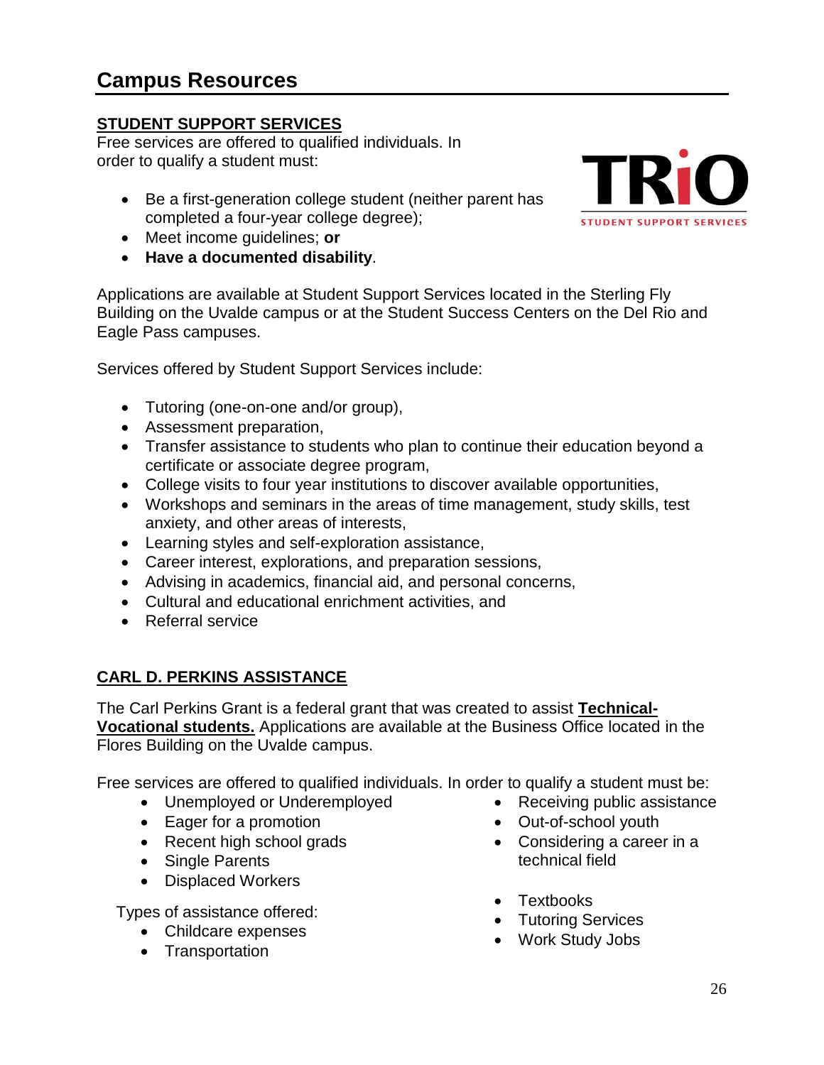# Campus Resources

**STUDENT SUPPORT SERVICES**

Free services are offered to qualified individuals. In order to qualify a student must:

- Be a first-generation college student (neither parent has completed a four-year college degree);
- Meet income guidelines; **or**
- **Have a documented disability**.

Applications are available at Student Support Services located in the Sterling Fly Building on the Uvalde campus or at the Student Success Centers on the Del Rio and Eagle Pass campuses.

Services offered by Student Support Services include:

- Tutoring (one-on-one and/or group),
- Assessment preparation,
- Transfer assistance to students who plan to continue their education beyond a certificate or associate degree program,
- College visits to four year institutions to discover available opportunities,
- Workshops and seminars in the areas of time management, study skills, test anxiety, and other areas of interests,
- Learning styles and self-exploration assistance,
- Career interest, explorations, and preparation sessions,
- Advising in academics, financial aid, and personal concerns,
- Cultural and educational enrichment activities, and
- Referral service

**CARL D. PERKINS ASSISTANCE**

The Carl Perkins Grant is a federal grant that was created to assist **Technical-Vocational students.** Applications are available at the Business Office located in the Flores Building on the Uvalde campus.

Free services are offered to qualified individuals. In order to qualify a student must be:

- Unemployed or Underemployed
- Eager for a promotion
- Recent high school grads
- Single Parents
- Displaced Workers
- Receiving public assistance
- Out-of-school youth
- Considering a career in a technical field

Types of assistance offered:

- Childcare expenses
- Transportation
- Textbooks
- Tutoring Services
- Work Study Jobs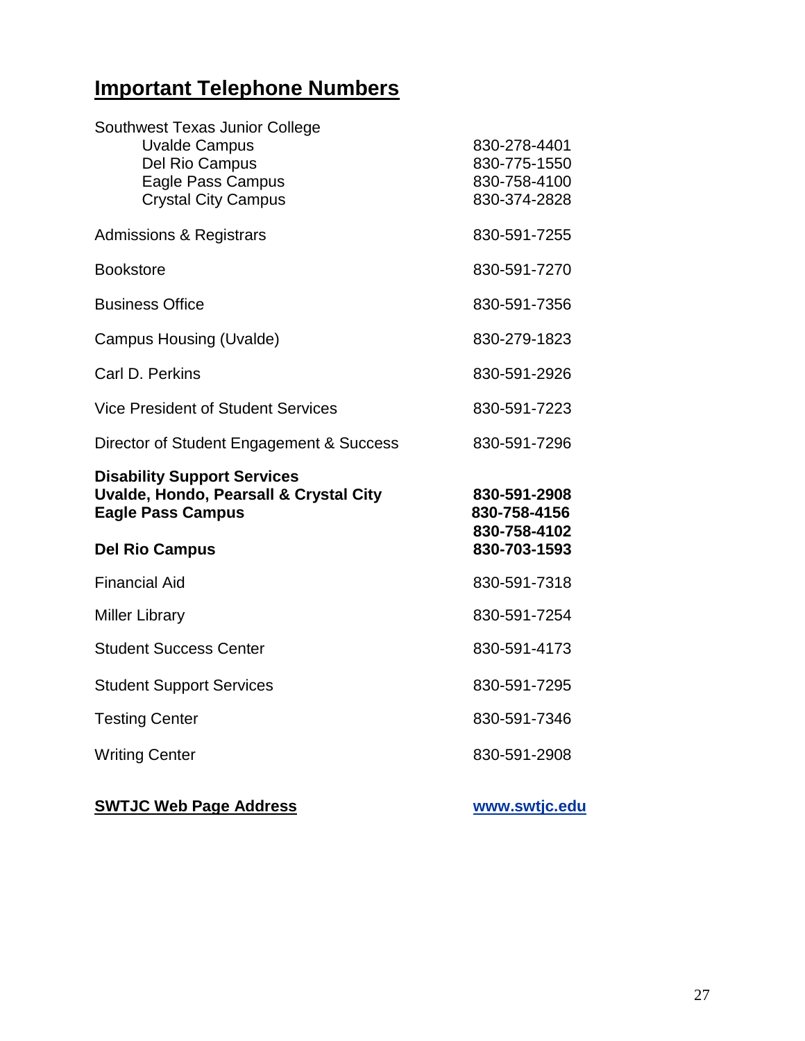## Important Telephone Numbers

| | |
|---|---|
| Southwest Texas Junior College | |
| Uvalde Campus | 830-278-4401 |
| Del Rio Campus | 830-775-1550 |
| Eagle Pass Campus | 830-758-4100 |
| Crystal City Campus | 830-374-2828 |
| Admissions & Registrars | 830-591-7255 |
| Bookstore | 830-591-7270 |
| Business Office | 830-591-7356 |
| Campus Housing (Uvalde) | 830-279-1823 |
| Carl D. Perkins | 830-591-2926 |
| Vice President of Student Services | 830-591-7223 |
| Director of Student Engagement & Success | 830-591-7296 |
| **Disability Support Services** | |
| **Uvalde, Hondo, Pearsall & Crystal City** | **830-591-2908** |
| **Eagle Pass Campus** | **830-758-4156** |
| | **830-758-4102** |
| **Del Rio Campus** | **830-703-1593** |
| Financial Aid | 830-591-7318 |
| Miller Library | 830-591-7254 |
| Student Success Center | 830-591-4173 |
| Student Support Services | 830-591-7295 |
| Testing Center | 830-591-7346 |
| Writing Center | 830-591-2908 |

**SWTJC Web Page Address** — **www.swtjc.edu**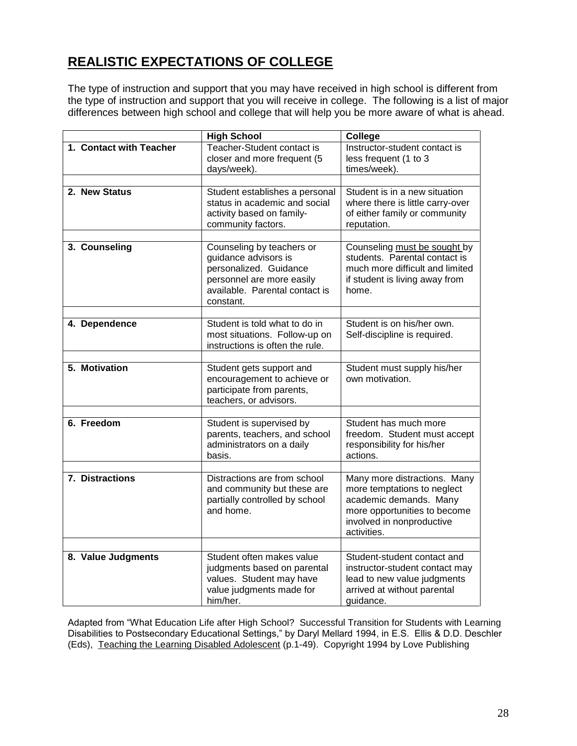## REALISTIC EXPECTATIONS OF COLLEGE

The type of instruction and support that you may have received in high school is different from the type of instruction and support that you will receive in college. The following is a list of major differences between high school and college that will help you be more aware of what is ahead.

| | High School | College |
|---|---|---|
| **1. Contact with Teacher** | Teacher-Student contact is closer and more frequent (5 days/week). | Instructor-student contact is less frequent (1 to 3 times/week). |
| **2. New Status** | Student establishes a personal status in academic and social activity based on family-community factors. | Student is in a new situation where there is little carry-over of either family or community reputation. |
| **3. Counseling** | Counseling by teachers or guidance advisors is personalized. Guidance personnel are more easily available. Parental contact is constant. | Counseling <u>must be sought</u> by students. Parental contact is much more difficult and limited if student is living away from home. |
| **4. Dependence** | Student is told what to do in most situations. Follow-up on instructions is often the rule. | Student is on his/her own. Self-discipline is required. |
| **5. Motivation** | Student gets support and encouragement to achieve or participate from parents, teachers, or advisors. | Student must supply his/her own motivation. |
| **6. Freedom** | Student is supervised by parents, teachers, and school administrators on a daily basis. | Student has much more freedom. Student must accept responsibility for his/her actions. |
| **7. Distractions** | Distractions are from school and community but these are partially controlled by school and home. | Many more distractions. Many more temptations to neglect academic demands. Many more opportunities to become involved in nonproductive activities. |
| **8. Value Judgments** | Student often makes value judgments based on parental values. Student may have value judgments made for him/her. | Student-student contact and instructor-student contact may lead to new value judgments arrived at without parental guidance. |

Adapted from "What Education Life after High School? Successful Transition for Students with Learning Disabilities to Postsecondary Educational Settings," by Daryl Mellard 1994, in E.S. Ellis & D.D. Deschler (Eds), <u>Teaching the Learning Disabled Adolescent</u> (p.1-49). Copyright 1994 by Love Publishing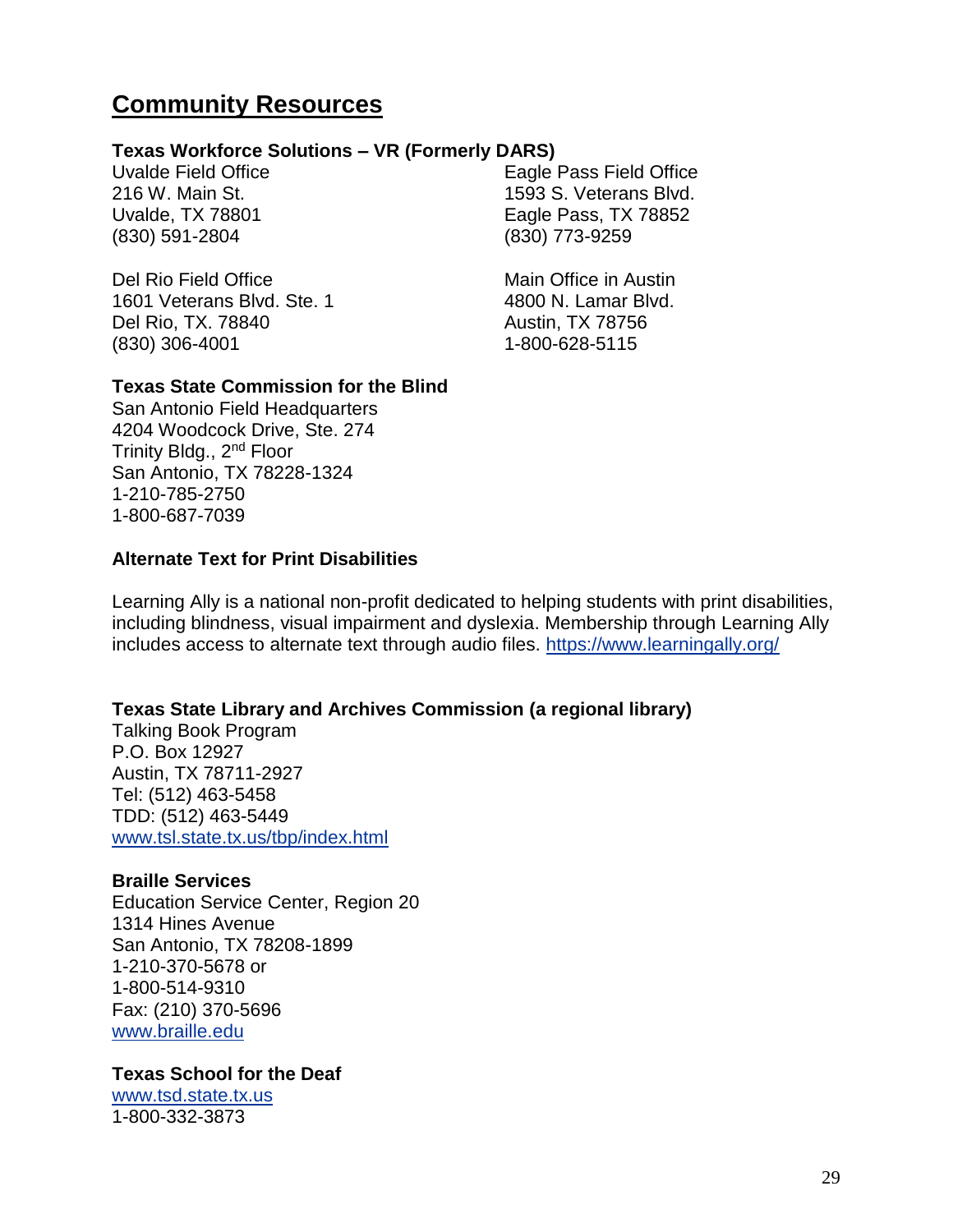## Community Resources

**Texas Workforce Solutions – VR (Formerly DARS)**

Uvalde Field Office
216 W. Main St.
Uvalde, TX 78801
(830) 591-2804

Eagle Pass Field Office
1593 S. Veterans Blvd.
Eagle Pass, TX 78852
(830) 773-9259

Del Rio Field Office
1601 Veterans Blvd. Ste. 1
Del Rio, TX. 78840
(830) 306-4001

Main Office in Austin
4800 N. Lamar Blvd.
Austin, TX 78756
1-800-628-5115

**Texas State Commission for the Blind**

San Antonio Field Headquarters
4204 Woodcock Drive, Ste. 274
Trinity Bldg., 2nd Floor
San Antonio, TX 78228-1324
1-210-785-2750
1-800-687-7039

**Alternate Text for Print Disabilities**

Learning Ally is a national non-profit dedicated to helping students with print disabilities, including blindness, visual impairment and dyslexia. Membership through Learning Ally includes access to alternate text through audio files. https://www.learningally.org/

**Texas State Library and Archives Commission (a regional library)**

Talking Book Program
P.O. Box 12927
Austin, TX 78711-2927
Tel: (512) 463-5458
TDD: (512) 463-5449
www.tsl.state.tx.us/tbp/index.html

**Braille Services**

Education Service Center, Region 20
1314 Hines Avenue
San Antonio, TX 78208-1899
1-210-370-5678 or
1-800-514-9310
Fax: (210) 370-5696
www.braille.edu

**Texas School for the Deaf**

www.tsd.state.tx.us
1-800-332-3873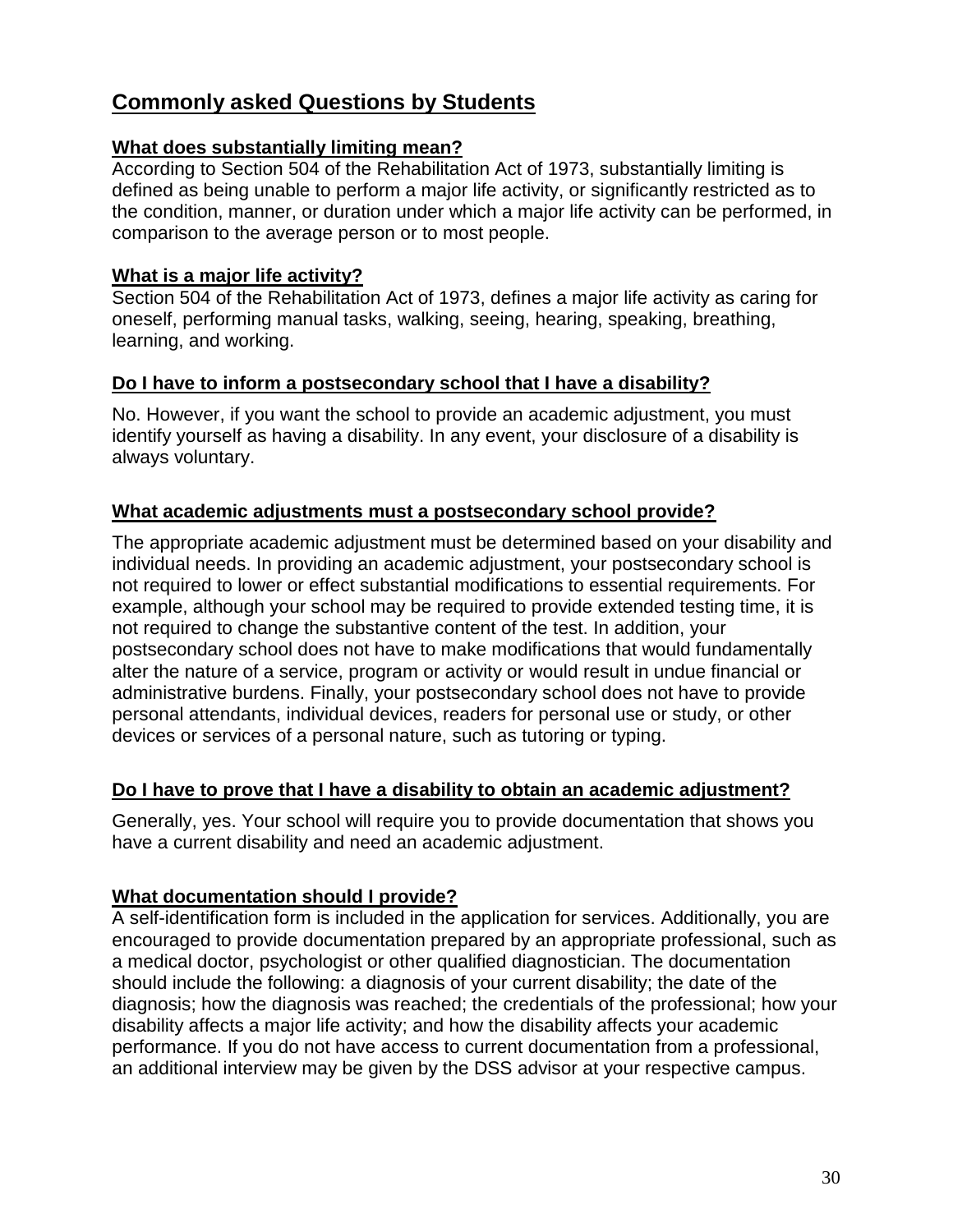## Commonly asked Questions by Students

### What does substantially limiting mean?

According to Section 504 of the Rehabilitation Act of 1973, substantially limiting is defined as being unable to perform a major life activity, or significantly restricted as to the condition, manner, or duration under which a major life activity can be performed, in comparison to the average person or to most people.

### What is a major life activity?

Section 504 of the Rehabilitation Act of 1973, defines a major life activity as caring for oneself, performing manual tasks, walking, seeing, hearing, speaking, breathing, learning, and working.

### Do I have to inform a postsecondary school that I have a disability?

No. However, if you want the school to provide an academic adjustment, you must identify yourself as having a disability. In any event, your disclosure of a disability is always voluntary.

### What academic adjustments must a postsecondary school provide?

The appropriate academic adjustment must be determined based on your disability and individual needs. In providing an academic adjustment, your postsecondary school is not required to lower or effect substantial modifications to essential requirements. For example, although your school may be required to provide extended testing time, it is not required to change the substantive content of the test. In addition, your postsecondary school does not have to make modifications that would fundamentally alter the nature of a service, program or activity or would result in undue financial or administrative burdens. Finally, your postsecondary school does not have to provide personal attendants, individual devices, readers for personal use or study, or other devices or services of a personal nature, such as tutoring or typing.

### Do I have to prove that I have a disability to obtain an academic adjustment?

Generally, yes. Your school will require you to provide documentation that shows you have a current disability and need an academic adjustment.

### What documentation should I provide?

A self-identification form is included in the application for services. Additionally, you are encouraged to provide documentation prepared by an appropriate professional, such as a medical doctor, psychologist or other qualified diagnostician. The documentation should include the following: a diagnosis of your current disability; the date of the diagnosis; how the diagnosis was reached; the credentials of the professional; how your disability affects a major life activity; and how the disability affects your academic performance. If you do not have access to current documentation from a professional, an additional interview may be given by the DSS advisor at your respective campus.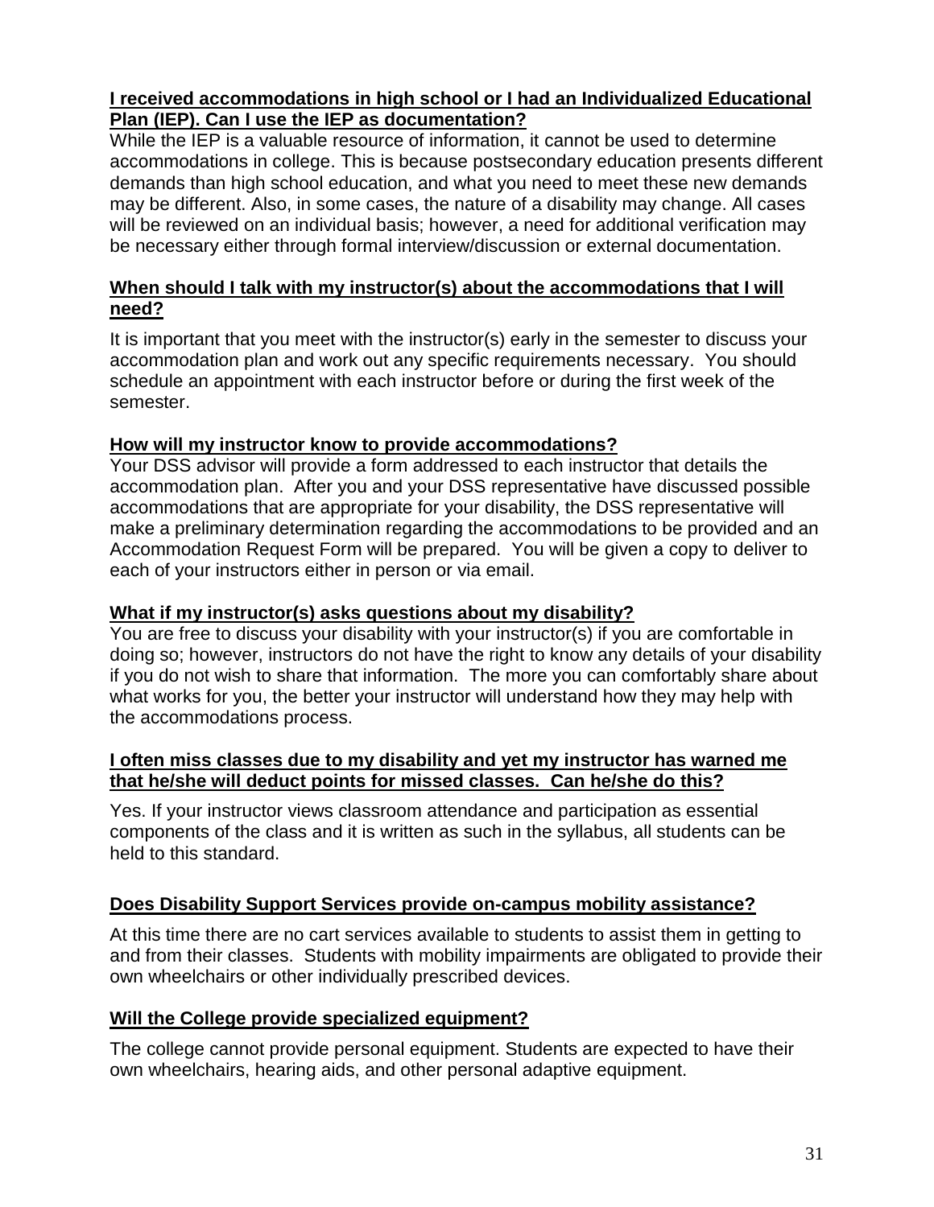**I received accommodations in high school or I had an Individualized Educational Plan (IEP). Can I use the IEP as documentation?**

While the IEP is a valuable resource of information, it cannot be used to determine accommodations in college. This is because postsecondary education presents different demands than high school education, and what you need to meet these new demands may be different. Also, in some cases, the nature of a disability may change. All cases will be reviewed on an individual basis; however, a need for additional verification may be necessary either through formal interview/discussion or external documentation.

**When should I talk with my instructor(s) about the accommodations that I will need?**

It is important that you meet with the instructor(s) early in the semester to discuss your accommodation plan and work out any specific requirements necessary. You should schedule an appointment with each instructor before or during the first week of the semester.

**How will my instructor know to provide accommodations?**

Your DSS advisor will provide a form addressed to each instructor that details the accommodation plan. After you and your DSS representative have discussed possible accommodations that are appropriate for your disability, the DSS representative will make a preliminary determination regarding the accommodations to be provided and an Accommodation Request Form will be prepared. You will be given a copy to deliver to each of your instructors either in person or via email.

**What if my instructor(s) asks questions about my disability?**

You are free to discuss your disability with your instructor(s) if you are comfortable in doing so; however, instructors do not have the right to know any details of your disability if you do not wish to share that information. The more you can comfortably share about what works for you, the better your instructor will understand how they may help with the accommodations process.

**I often miss classes due to my disability and yet my instructor has warned me that he/she will deduct points for missed classes. Can he/she do this?**

Yes. If your instructor views classroom attendance and participation as essential components of the class and it is written as such in the syllabus, all students can be held to this standard.

**Does Disability Support Services provide on-campus mobility assistance?**

At this time there are no cart services available to students to assist them in getting to and from their classes. Students with mobility impairments are obligated to provide their own wheelchairs or other individually prescribed devices.

**Will the College provide specialized equipment?**

The college cannot provide personal equipment. Students are expected to have their own wheelchairs, hearing aids, and other personal adaptive equipment.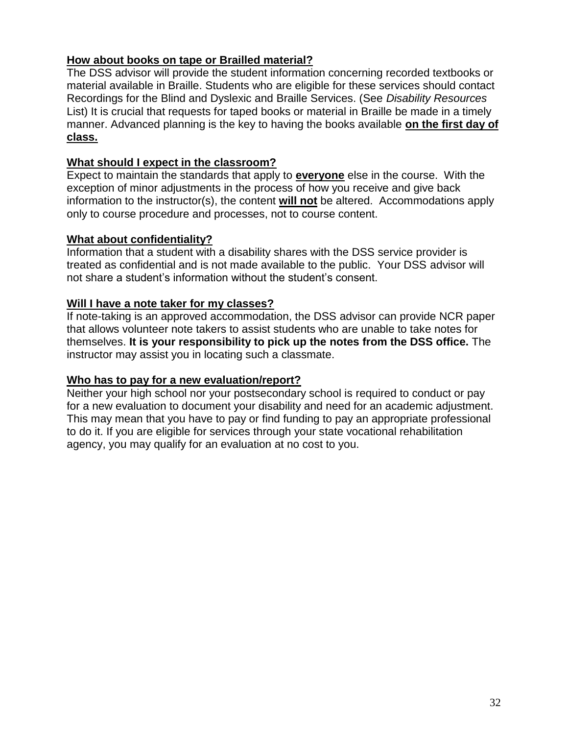**How about books on tape or Brailled material?**

The DSS advisor will provide the student information concerning recorded textbooks or material available in Braille. Students who are eligible for these services should contact Recordings for the Blind and Dyslexic and Braille Services. (See *Disability Resources* List) It is crucial that requests for taped books or material in Braille be made in a timely manner. Advanced planning is the key to having the books available **on the first day of class.**

**What should I expect in the classroom?**

Expect to maintain the standards that apply to **everyone** else in the course. With the exception of minor adjustments in the process of how you receive and give back information to the instructor(s), the content **will not** be altered. Accommodations apply only to course procedure and processes, not to course content.

**What about confidentiality?**

Information that a student with a disability shares with the DSS service provider is treated as confidential and is not made available to the public. Your DSS advisor will not share a student's information without the student's consent.

**Will I have a note taker for my classes?**

If note-taking is an approved accommodation, the DSS advisor can provide NCR paper that allows volunteer note takers to assist students who are unable to take notes for themselves. **It is your responsibility to pick up the notes from the DSS office.** The instructor may assist you in locating such a classmate.

**Who has to pay for a new evaluation/report?**

Neither your high school nor your postsecondary school is required to conduct or pay for a new evaluation to document your disability and need for an academic adjustment. This may mean that you have to pay or find funding to pay an appropriate professional to do it. If you are eligible for services through your state vocational rehabilitation agency, you may qualify for an evaluation at no cost to you.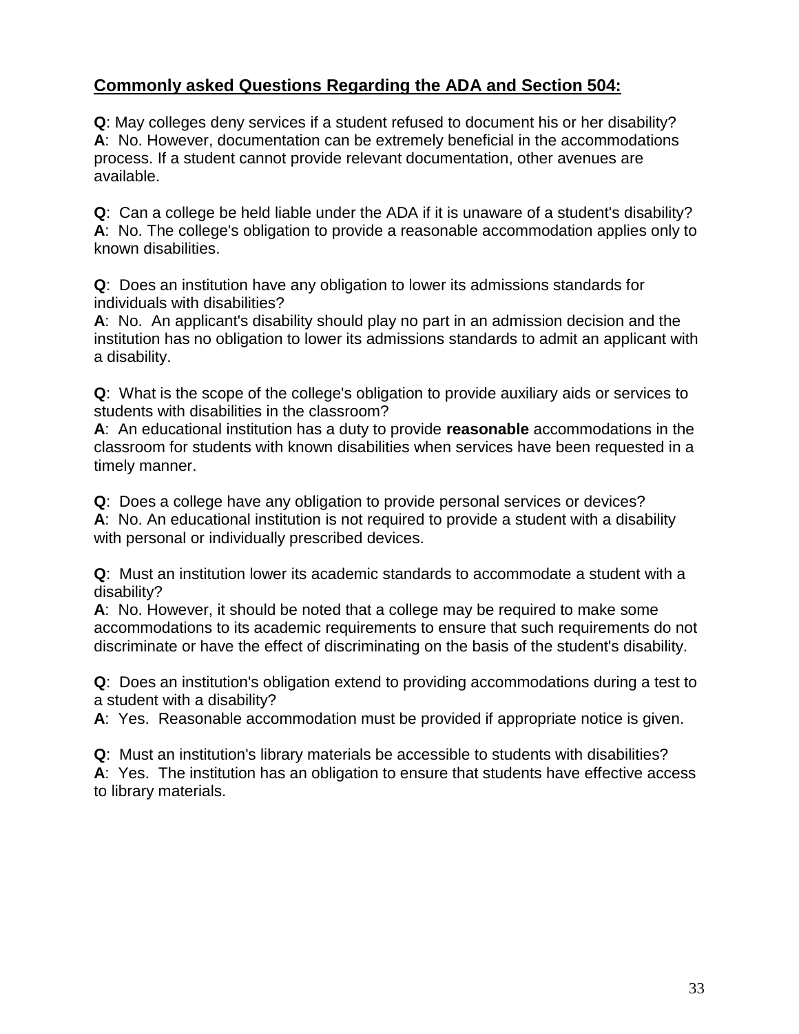## Commonly asked Questions Regarding the ADA and Section 504:

**Q**: May colleges deny services if a student refused to document his or her disability?
**A**: No. However, documentation can be extremely beneficial in the accommodations process. If a student cannot provide relevant documentation, other avenues are available.

**Q**: Can a college be held liable under the ADA if it is unaware of a student's disability?
**A**: No. The college's obligation to provide a reasonable accommodation applies only to known disabilities.

**Q**: Does an institution have any obligation to lower its admissions standards for individuals with disabilities?
**A**: No. An applicant's disability should play no part in an admission decision and the institution has no obligation to lower its admissions standards to admit an applicant with a disability.

**Q**: What is the scope of the college's obligation to provide auxiliary aids or services to students with disabilities in the classroom?
**A**: An educational institution has a duty to provide **reasonable** accommodations in the classroom for students with known disabilities when services have been requested in a timely manner.

**Q**: Does a college have any obligation to provide personal services or devices?
**A**: No. An educational institution is not required to provide a student with a disability with personal or individually prescribed devices.

**Q**: Must an institution lower its academic standards to accommodate a student with a disability?
**A**: No. However, it should be noted that a college may be required to make some accommodations to its academic requirements to ensure that such requirements do not discriminate or have the effect of discriminating on the basis of the student's disability.

**Q**: Does an institution's obligation extend to providing accommodations during a test to a student with a disability?
**A**: Yes. Reasonable accommodation must be provided if appropriate notice is given.

**Q**: Must an institution's library materials be accessible to students with disabilities?
**A**: Yes. The institution has an obligation to ensure that students have effective access to library materials.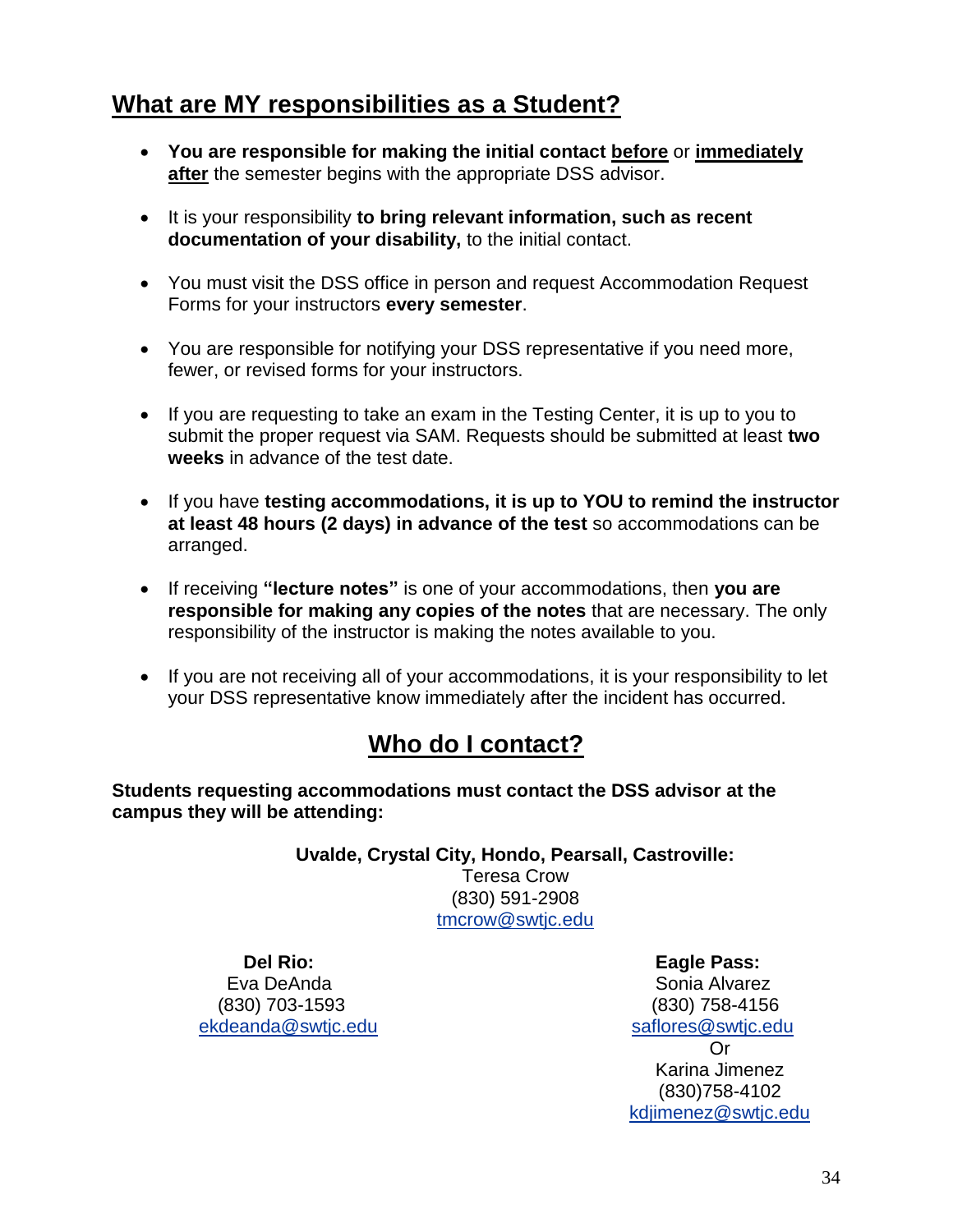## What are MY responsibilities as a Student?

- **You are responsible for making the initial contact before or immediately after** the semester begins with the appropriate DSS advisor.
- It is your responsibility **to bring relevant information, such as recent documentation of your disability,** to the initial contact.
- You must visit the DSS office in person and request Accommodation Request Forms for your instructors **every semester**.
- You are responsible for notifying your DSS representative if you need more, fewer, or revised forms for your instructors.
- If you are requesting to take an exam in the Testing Center, it is up to you to submit the proper request via SAM. Requests should be submitted at least **two weeks** in advance of the test date.
- If you have **testing accommodations, it is up to YOU to remind the instructor at least 48 hours (2 days) in advance of the test** so accommodations can be arranged.
- If receiving **"lecture notes"** is one of your accommodations, then **you are responsible for making any copies of the notes** that are necessary. The only responsibility of the instructor is making the notes available to you.
- If you are not receiving all of your accommodations, it is your responsibility to let your DSS representative know immediately after the incident has occurred.

## Who do I contact?

**Students requesting accommodations must contact the DSS advisor at the campus they will be attending:**

**Uvalde, Crystal City, Hondo, Pearsall, Castroville:**
Teresa Crow
(830) 591-2908
tmcrow@swtjc.edu

**Del Rio:**
Eva DeAnda
(830) 703-1593
ekdeanda@swtjc.edu

**Eagle Pass:**
Sonia Alvarez
(830) 758-4156
saflores@swtjc.edu
Or
Karina Jimenez
(830)758-4102
kdjimenez@swtjc.edu